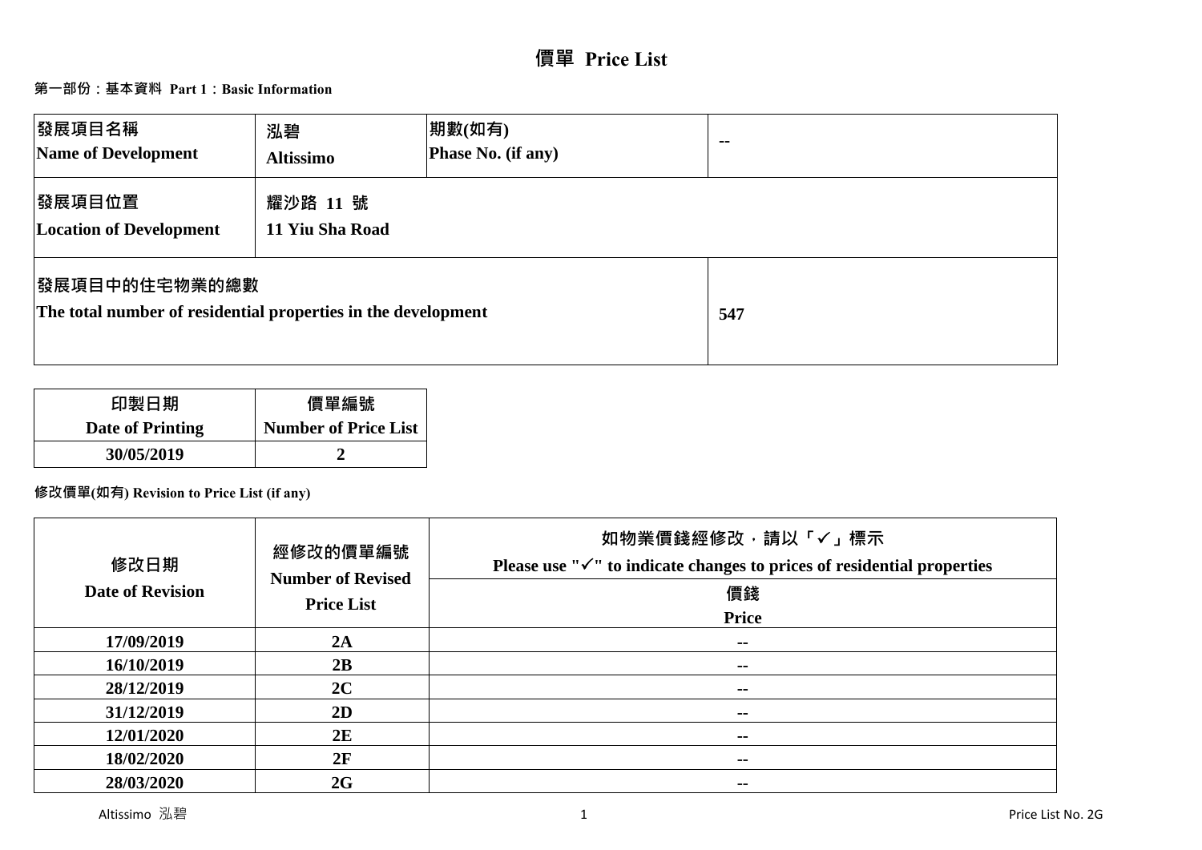# 價單 Price List

## 第一部份：基本資料 Part 1：Basic Information

| 發展項目名稱 Name of Development | 泓碧 Altissimo | 期數(如有) Phase No. (if any) | -- |
|---|---|---|---|
| 發展項目位置 Location of Development | 耀沙路 11 號 11 Yiu Sha Road | | |
| 發展項目中的住宅物業的總數 The total number of residential properties in the development | | | 547 |

| 印製日期 Date of Printing | 價單編號 Number of Price List |
|---|---|
| 30/05/2019 | 2 |

**修改價單(如有) Revision to Price List (if any)**

| 修改日期 Date of Revision | 經修改的價單編號 Number of Revised Price List | 如物業價錢經修改，請以「✓」標示 Please use "✓" to indicate changes to prices of residential properties |
|---|---|---|
| | | 價錢 Price |
| 17/09/2019 | 2A | -- |
| 16/10/2019 | 2B | -- |
| 28/12/2019 | 2C | -- |
| 31/12/2019 | 2D | -- |
| 12/01/2020 | 2E | -- |
| 18/02/2020 | 2F | -- |
| 28/03/2020 | 2G | -- |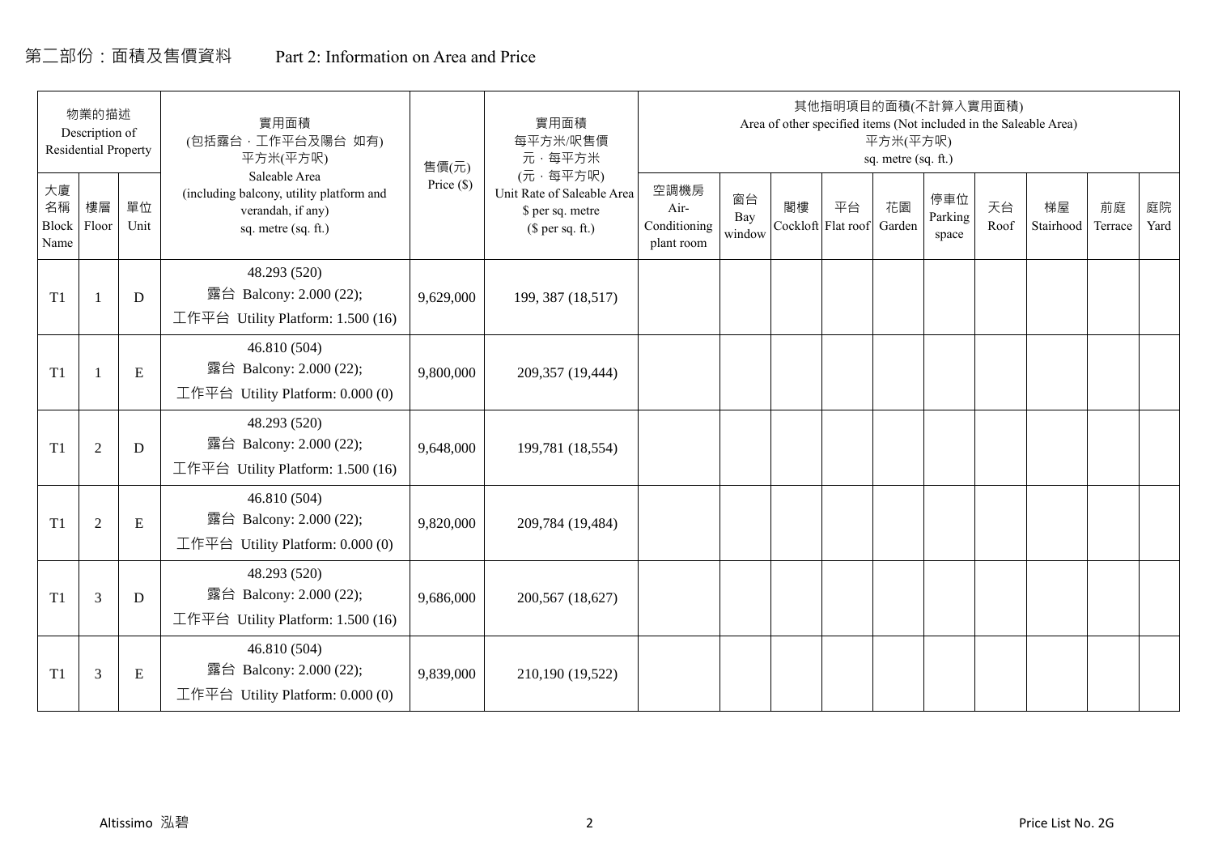# 第二部份：面積及售價資料　　Part 2: Information on Area and Price

| 物業的描述 Description of Residential Property | | | 實用面積 (包括露台，工作平台及陽台 如有) 平方米(平方呎) Saleable Area (including balcony, utility platform and verandah, if any) sq. metre (sq. ft.) | 售價(元) Price ($) | 實用面積 每平方米/呎售價 元，每平方米 (元，每平方呎) Unit Rate of Saleable Area $ per sq. metre ($ per sq. ft.) | 其他指明項目的面積(不計算入實用面積) Area of other specified items (Not included in the Saleable Area) 平方米(平方呎) sq. metre (sq. ft.) | | | | | | | | | |
|---|---|---|---|---|---|---|---|---|---|---|---|---|---|---|---|
| 大廈名稱 Block Name | 樓層 Floor | 單位 Unit | | | | 空調機房 Air-Conditioning plant room | 窗台 Bay window | 閣樓 Cockloft | 平台 Flat roof | 花園 Garden | 停車位 Parking space | 天台 Roof | 梯屋 Stairhood | 前庭 Terrace | 庭院 Yard |
| T1 | 1 | D | 48.293 (520) 露台 Balcony: 2.000 (22); 工作平台 Utility Platform: 1.500 (16) | 9,629,000 | 199, 387 (18,517) | | | | | | | | | | |
| T1 | 1 | E | 46.810 (504) 露台 Balcony: 2.000 (22); 工作平台 Utility Platform: 0.000 (0) | 9,800,000 | 209,357 (19,444) | | | | | | | | | | |
| T1 | 2 | D | 48.293 (520) 露台 Balcony: 2.000 (22); 工作平台 Utility Platform: 1.500 (16) | 9,648,000 | 199,781 (18,554) | | | | | | | | | | |
| T1 | 2 | E | 46.810 (504) 露台 Balcony: 2.000 (22); 工作平台 Utility Platform: 0.000 (0) | 9,820,000 | 209,784 (19,484) | | | | | | | | | | |
| T1 | 3 | D | 48.293 (520) 露台 Balcony: 2.000 (22); 工作平台 Utility Platform: 1.500 (16) | 9,686,000 | 200,567 (18,627) | | | | | | | | | | |
| T1 | 3 | E | 46.810 (504) 露台 Balcony: 2.000 (22); 工作平台 Utility Platform: 0.000 (0) | 9,839,000 | 210,190 (19,522) | | | | | | | | | | |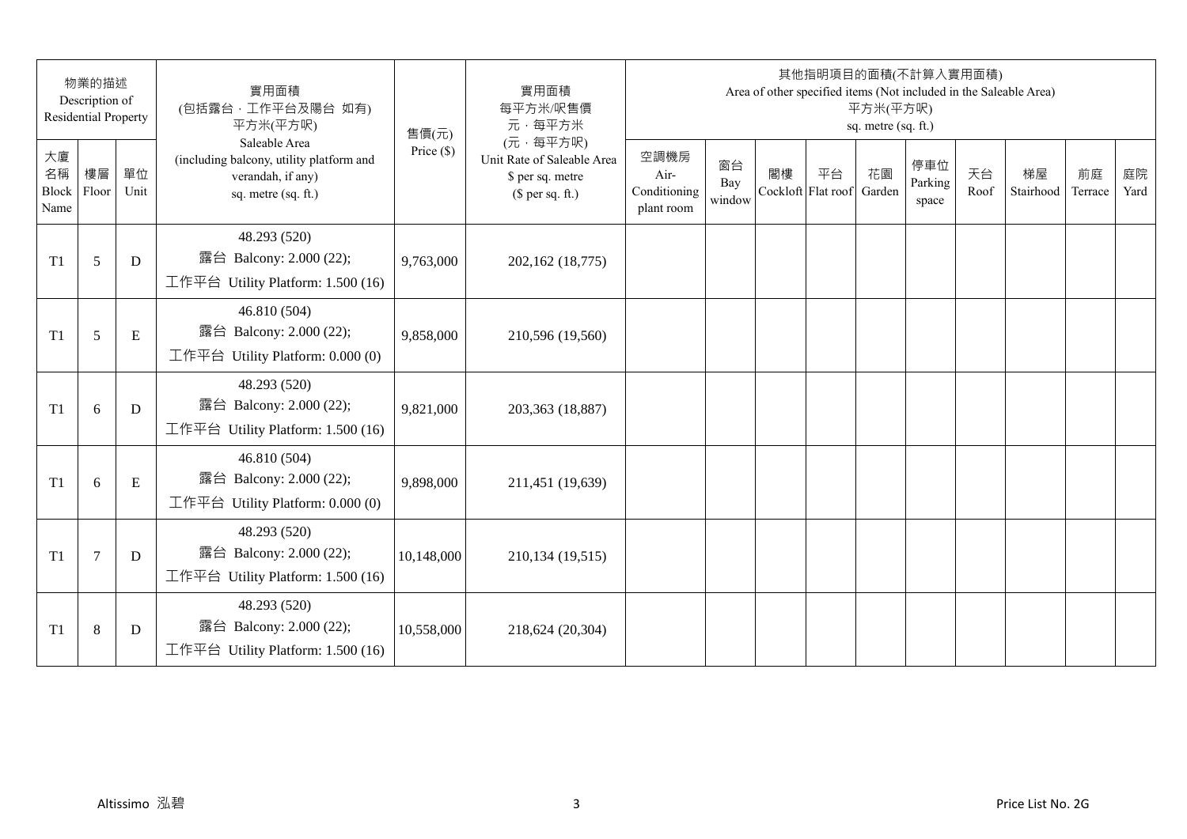| 物業的描述 Description of Residential Property | | | 實用面積 (包括露台、工作平台及陽台 如有) 平方米(平方呎) | 售價(元) | 實用面積 每平方米/呎售價 元，每平方米 (元，每平方呎) | 其他指明項目的面積(不計算入實用面積) Area of other specified items (Not included in the Saleable Area) 平方米(平方呎) sq. metre (sq. ft.) | | | | | | | | | |
|---|---|---|---|---|---|---|---|---|---|---|---|---|---|---|---|
| 大廈名稱 Block Name | 樓層 Floor | 單位 Unit | Saleable Area (including balcony, utility platform and verandah, if any) sq. metre (sq. ft.) | Price ($) | Unit Rate of Saleable Area $ per sq. metre ($ per sq. ft.) | 空調機房 Air-Conditioning plant room | 窗台 Bay window | 閣樓 Cockloft | 平台 Flat roof | 花園 Garden | 停車位 Parking space | 天台 Roof | 梯屋 Stairhood | 前庭 Terrace | 庭院 Yard |
| T1 | 5 | D | 48.293 (520) 露台 Balcony: 2.000 (22); 工作平台 Utility Platform: 1.500 (16) | 9,763,000 | 202,162 (18,775) | | | | | | | | | | |
| T1 | 5 | E | 46.810 (504) 露台 Balcony: 2.000 (22); 工作平台 Utility Platform: 0.000 (0) | 9,858,000 | 210,596 (19,560) | | | | | | | | | | |
| T1 | 6 | D | 48.293 (520) 露台 Balcony: 2.000 (22); 工作平台 Utility Platform: 1.500 (16) | 9,821,000 | 203,363 (18,887) | | | | | | | | | | |
| T1 | 6 | E | 46.810 (504) 露台 Balcony: 2.000 (22); 工作平台 Utility Platform: 0.000 (0) | 9,898,000 | 211,451 (19,639) | | | | | | | | | | |
| T1 | 7 | D | 48.293 (520) 露台 Balcony: 2.000 (22); 工作平台 Utility Platform: 1.500 (16) | 10,148,000 | 210,134 (19,515) | | | | | | | | | | |
| T1 | 8 | D | 48.293 (520) 露台 Balcony: 2.000 (22); 工作平台 Utility Platform: 1.500 (16) | 10,558,000 | 218,624 (20,304) | | | | | | | | | | |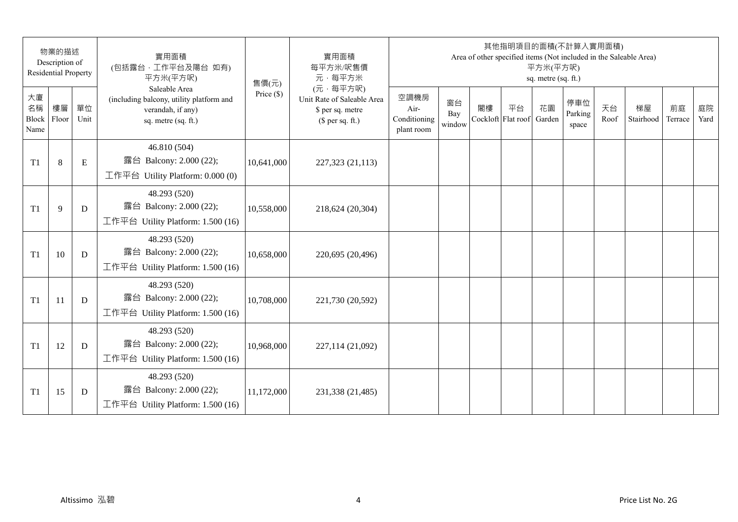| 物業的描述 Description of Residential Property | | | 實用面積 (包括露台，工作平台及陽台 如有) 平方米(平方呎) Saleable Area (including balcony, utility platform and verandah, if any) sq. metre (sq. ft.) | 售價(元) Price ($) | 實用面積 每平方米/呎售價 元，每平方米 (元，每平方呎) Unit Rate of Saleable Area $ per sq. metre ($ per sq. ft.) | 其他指明項目的面積(不計算入實用面積) Area of other specified items (Not included in the Saleable Area) 平方米(平方呎) sq. metre (sq. ft.) | | | | | | | | | |
|---|---|---|---|---|---|---|---|---|---|---|---|---|---|---|---|
| 大廈名稱 Block Name | 樓層 Floor | 單位 Unit | | | | 空調機房 Air-Conditioning plant room | 窗台 Bay window | 閣樓 Cockloft | 平台 Flat roof | 花園 Garden | 停車位 Parking space | 天台 Roof | 梯屋 Stairhood | 前庭 Terrace | 庭院 Yard |
| T1 | 8 | E | 46.810 (504) 露台 Balcony: 2.000 (22); 工作平台 Utility Platform: 0.000 (0) | 10,641,000 | 227,323 (21,113) | | | | | | | | | | |
| T1 | 9 | D | 48.293 (520) 露台 Balcony: 2.000 (22); 工作平台 Utility Platform: 1.500 (16) | 10,558,000 | 218,624 (20,304) | | | | | | | | | | |
| T1 | 10 | D | 48.293 (520) 露台 Balcony: 2.000 (22); 工作平台 Utility Platform: 1.500 (16) | 10,658,000 | 220,695 (20,496) | | | | | | | | | | |
| T1 | 11 | D | 48.293 (520) 露台 Balcony: 2.000 (22); 工作平台 Utility Platform: 1.500 (16) | 10,708,000 | 221,730 (20,592) | | | | | | | | | | |
| T1 | 12 | D | 48.293 (520) 露台 Balcony: 2.000 (22); 工作平台 Utility Platform: 1.500 (16) | 10,968,000 | 227,114 (21,092) | | | | | | | | | | |
| T1 | 15 | D | 48.293 (520) 露台 Balcony: 2.000 (22); 工作平台 Utility Platform: 1.500 (16) | 11,172,000 | 231,338 (21,485) | | | | | | | | | | |

Altissimo 泓碧

Price List No. 2G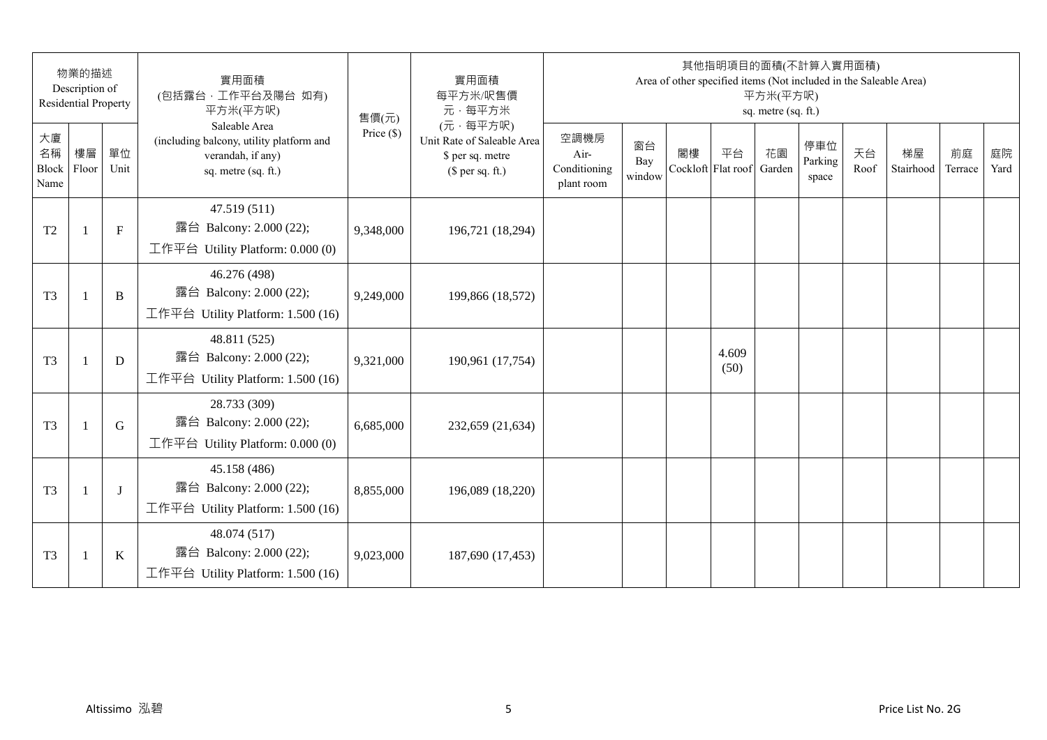| 物業的描述 Description of Residential Property | | | 實用面積 (包括露台．工作平台及陽台 如有) 平方米(平方呎) Saleable Area (including balcony, utility platform and verandah, if any) sq. metre (sq. ft.) | 售價(元) Price ($) | 實用面積 每平方米/呎售價 元．每平方米 (元．每平方呎) Unit Rate of Saleable Area $ per sq. metre ($ per sq. ft.) | 其他指明項目的面積(不計算入實用面積) Area of other specified items (Not included in the Saleable Area) 平方米(平方呎) sq. metre (sq. ft.) | | | | | | | | | |
|---|---|---|---|---|---|---|---|---|---|---|---|---|---|---|---|
| 大廈名稱 Block Name | 樓層 Floor | 單位 Unit | | | | 空調機房 Air-Conditioning plant room | 窗台 Bay window | 閣樓 Cockloft | 平台 Flat roof | 花園 Garden | 停車位 Parking space | 天台 Roof | 梯屋 Stairhood | 前庭 Terrace | 庭院 Yard |
| T2 | 1 | F | 47.519 (511) 露台 Balcony: 2.000 (22); 工作平台 Utility Platform: 0.000 (0) | 9,348,000 | 196,721 (18,294) | | | | | | | | | | |
| T3 | 1 | B | 46.276 (498) 露台 Balcony: 2.000 (22); 工作平台 Utility Platform: 1.500 (16) | 9,249,000 | 199,866 (18,572) | | | | | | | | | | |
| T3 | 1 | D | 48.811 (525) 露台 Balcony: 2.000 (22); 工作平台 Utility Platform: 1.500 (16) | 9,321,000 | 190,961 (17,754) | | | | 4.609 (50) | | | | | | |
| T3 | 1 | G | 28.733 (309) 露台 Balcony: 2.000 (22); 工作平台 Utility Platform: 0.000 (0) | 6,685,000 | 232,659 (21,634) | | | | | | | | | | |
| T3 | 1 | J | 45.158 (486) 露台 Balcony: 2.000 (22); 工作平台 Utility Platform: 1.500 (16) | 8,855,000 | 196,089 (18,220) | | | | | | | | | | |
| T3 | 1 | K | 48.074 (517) 露台 Balcony: 2.000 (22); 工作平台 Utility Platform: 1.500 (16) | 9,023,000 | 187,690 (17,453) | | | | | | | | | | |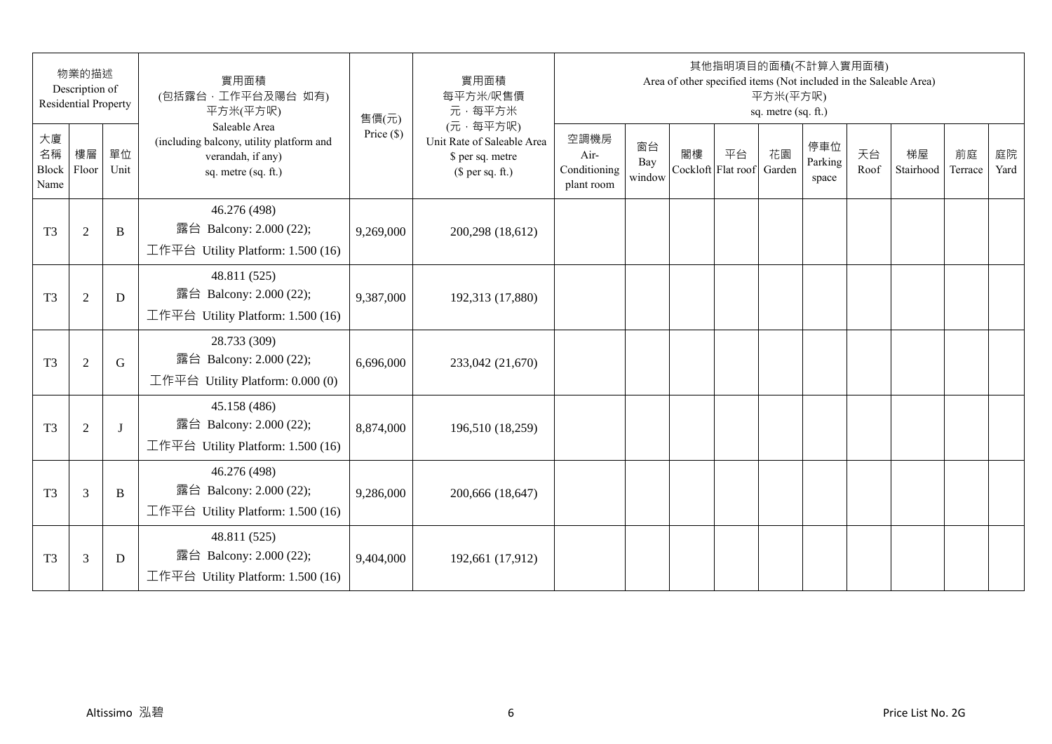| 物業的描述 Description of Residential Property | | | 實用面積 (包括露台，工作平台及陽台 如有) 平方米(平方呎) Saleable Area (including balcony, utility platform and verandah, if any) sq. metre (sq. ft.) | 售價(元) Price ($) | 實用面積 每平方米/呎售價 元，每平方米 (元，每平方呎) Unit Rate of Saleable Area $ per sq. metre ($ per sq. ft.) | 其他指明項目的面積(不計算入實用面積) Area of other specified items (Not included in the Saleable Area) 平方米(平方呎) sq. metre (sq. ft.) | | | | | | | | | |
|---|---|---|---|---|---|---|---|---|---|---|---|---|---|---|---|
| 大廈名稱 Block Name | 樓層 Floor | 單位 Unit | | | | 空調機房 Air-Conditioning plant room | 窗台 Bay window | 閣樓 Cockloft | 平台 Flat roof | 花園 Garden | 停車位 Parking space | 天台 Roof | 梯屋 Stairhood | 前庭 Terrace | 庭院 Yard |
| T3 | 2 | B | 46.276 (498) 露台 Balcony: 2.000 (22); 工作平台 Utility Platform: 1.500 (16) | 9,269,000 | 200,298 (18,612) | | | | | | | | | | |
| T3 | 2 | D | 48.811 (525) 露台 Balcony: 2.000 (22); 工作平台 Utility Platform: 1.500 (16) | 9,387,000 | 192,313 (17,880) | | | | | | | | | | |
| T3 | 2 | G | 28.733 (309) 露台 Balcony: 2.000 (22); 工作平台 Utility Platform: 0.000 (0) | 6,696,000 | 233,042 (21,670) | | | | | | | | | | |
| T3 | 2 | J | 45.158 (486) 露台 Balcony: 2.000 (22); 工作平台 Utility Platform: 1.500 (16) | 8,874,000 | 196,510 (18,259) | | | | | | | | | | |
| T3 | 3 | B | 46.276 (498) 露台 Balcony: 2.000 (22); 工作平台 Utility Platform: 1.500 (16) | 9,286,000 | 200,666 (18,647) | | | | | | | | | | |
| T3 | 3 | D | 48.811 (525) 露台 Balcony: 2.000 (22); 工作平台 Utility Platform: 1.500 (16) | 9,404,000 | 192,661 (17,912) | | | | | | | | | | |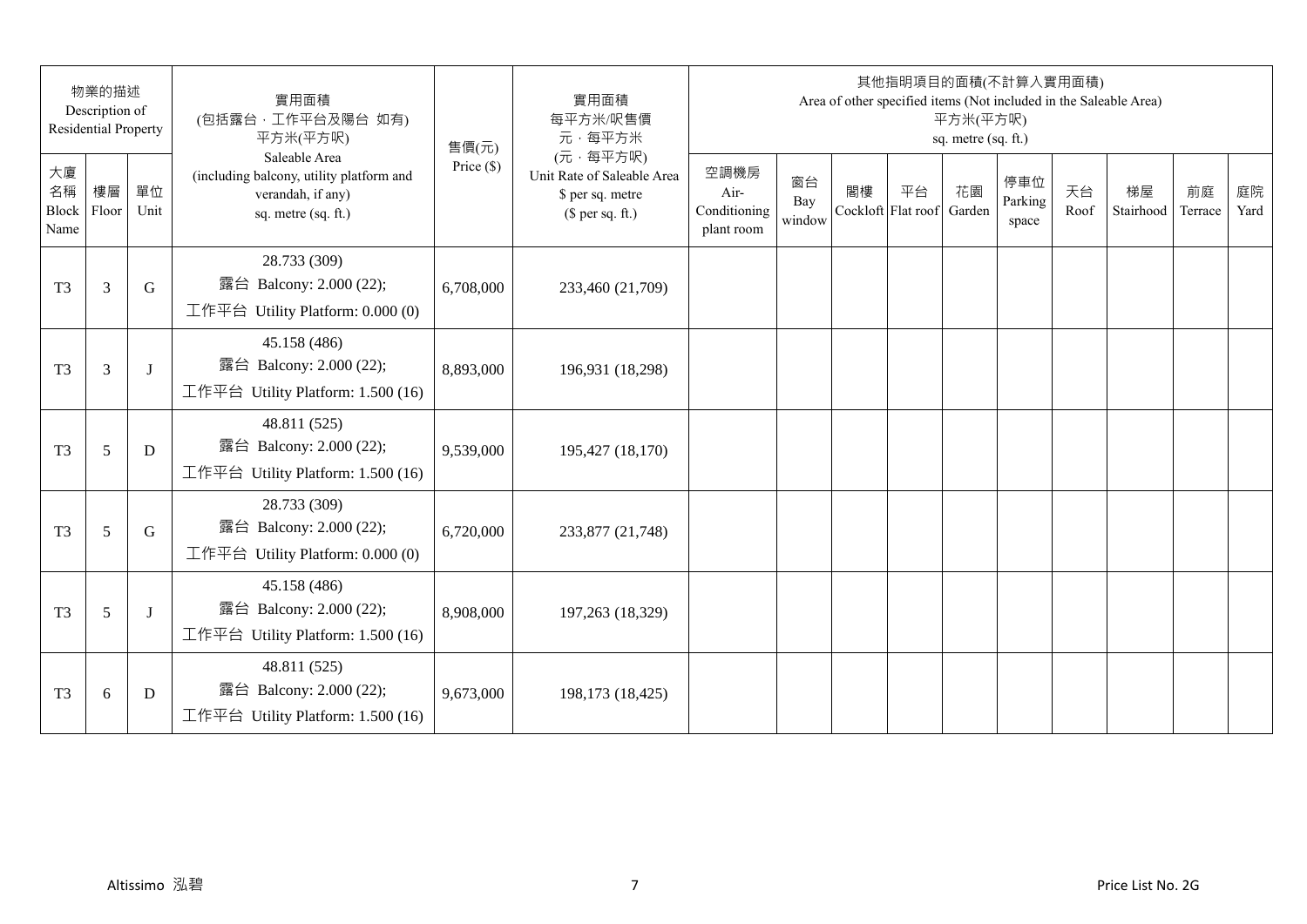| 物業的描述 Description of Residential Property | | | 實用面積 (包括露台．工作平台及陽台 如有) 平方米(平方呎) Saleable Area (including balcony, utility platform and verandah, if any) sq. metre (sq. ft.) | 售價(元) Price ($) | 實用面積 每平方米/呎售價 元．每平方米 (元．每平方呎) Unit Rate of Saleable Area $ per sq. metre ($ per sq. ft.) | 其他指明項目的面積(不計算入實用面積) Area of other specified items (Not included in the Saleable Area) 平方米(平方呎) sq. metre (sq. ft.) | | | | | | | | | |
|---|---|---|---|---|---|---|---|---|---|---|---|---|---|---|---|
| 大廈名稱 Block Name | 樓層 Floor | 單位 Unit | | | | 空調機房 Air-Conditioning plant room | 窗台 Bay window | 閣樓 Cockloft | 平台 Flat roof | 花園 Garden | 停車位 Parking space | 天台 Roof | 梯屋 Stairhood | 前庭 Terrace | 庭院 Yard |
| T3 | 3 | G | 28.733 (309) 露台 Balcony: 2.000 (22); 工作平台 Utility Platform: 0.000 (0) | 6,708,000 | 233,460 (21,709) | | | | | | | | | | |
| T3 | 3 | J | 45.158 (486) 露台 Balcony: 2.000 (22); 工作平台 Utility Platform: 1.500 (16) | 8,893,000 | 196,931 (18,298) | | | | | | | | | | |
| T3 | 5 | D | 48.811 (525) 露台 Balcony: 2.000 (22); 工作平台 Utility Platform: 1.500 (16) | 9,539,000 | 195,427 (18,170) | | | | | | | | | | |
| T3 | 5 | G | 28.733 (309) 露台 Balcony: 2.000 (22); 工作平台 Utility Platform: 0.000 (0) | 6,720,000 | 233,877 (21,748) | | | | | | | | | | |
| T3 | 5 | J | 45.158 (486) 露台 Balcony: 2.000 (22); 工作平台 Utility Platform: 1.500 (16) | 8,908,000 | 197,263 (18,329) | | | | | | | | | | |
| T3 | 6 | D | 48.811 (525) 露台 Balcony: 2.000 (22); 工作平台 Utility Platform: 1.500 (16) | 9,673,000 | 198,173 (18,425) | | | | | | | | | | |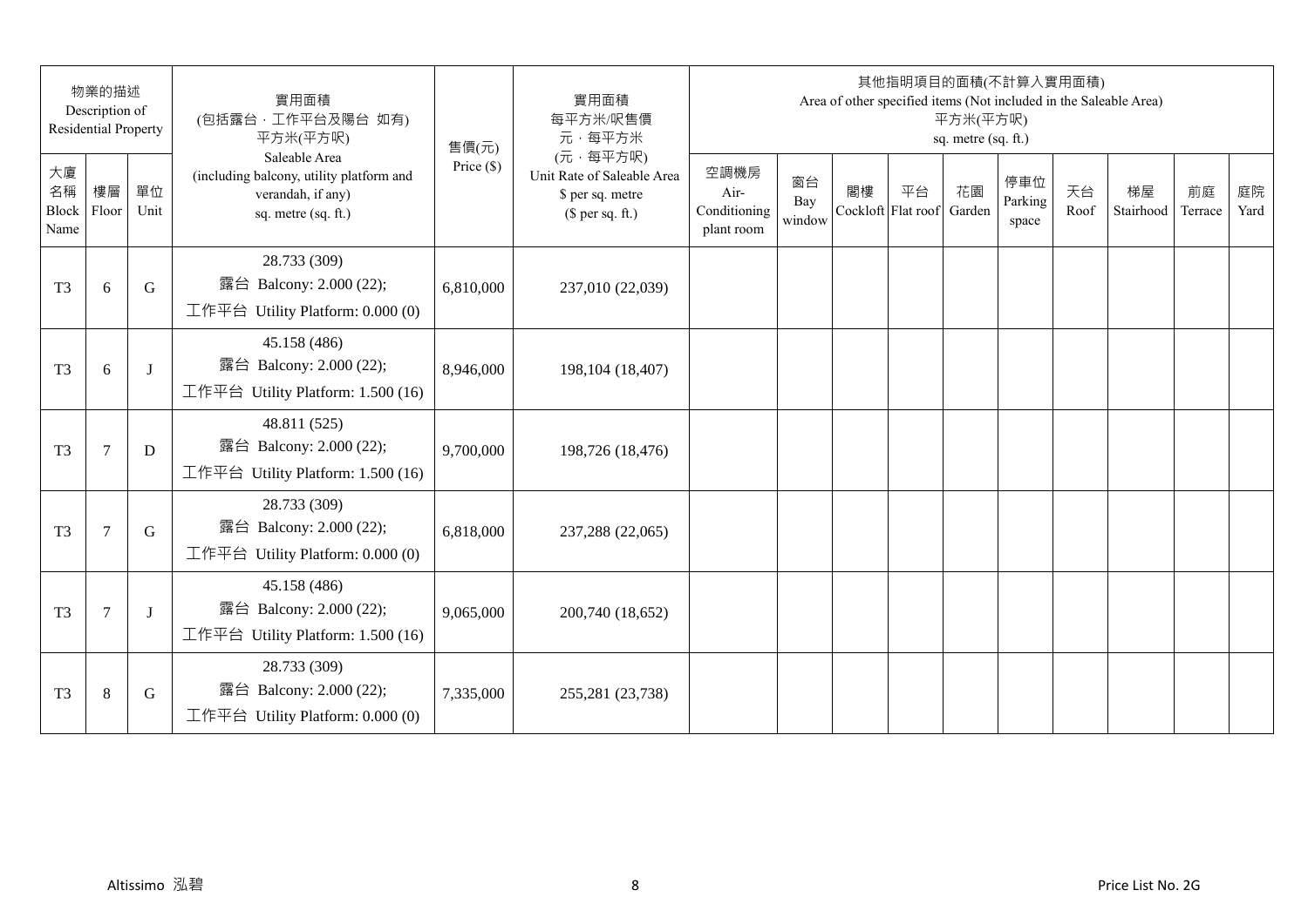| 物業的描述 Description of Residential Property | | | 實用面積 (包括露台，工作平台及陽台 如有) 平方米(平方呎) Saleable Area (including balcony, utility platform and verandah, if any) sq. metre (sq. ft.) | 售價(元) Price ($) | 實用面積 每平方米/呎售價 元，每平方米 (元，每平方呎) Unit Rate of Saleable Area $ per sq. metre ($ per sq. ft.) | 其他指明項目的面積(不計算入實用面積) Area of other specified items (Not included in the Saleable Area) 平方米(平方呎) sq. metre (sq. ft.) | | | | | | | | | |
|---|---|---|---|---|---|---|---|---|---|---|---|---|---|---|---|
| 大廈名稱 Block Name | 樓層 Floor | 單位 Unit | | | | 空調機房 Air-Conditioning plant room | 窗台 Bay window | 閣樓 Cockloft | 平台 Flat roof | 花園 Garden | 停車位 Parking space | 天台 Roof | 梯屋 Stairhood | 前庭 Terrace | 庭院 Yard |
| T3 | 6 | G | 28.733 (309) 露台 Balcony: 2.000 (22); 工作平台 Utility Platform: 0.000 (0) | 6,810,000 | 237,010 (22,039) | | | | | | | | | | |
| T3 | 6 | J | 45.158 (486) 露台 Balcony: 2.000 (22); 工作平台 Utility Platform: 1.500 (16) | 8,946,000 | 198,104 (18,407) | | | | | | | | | | |
| T3 | 7 | D | 48.811 (525) 露台 Balcony: 2.000 (22); 工作平台 Utility Platform: 1.500 (16) | 9,700,000 | 198,726 (18,476) | | | | | | | | | | |
| T3 | 7 | G | 28.733 (309) 露台 Balcony: 2.000 (22); 工作平台 Utility Platform: 0.000 (0) | 6,818,000 | 237,288 (22,065) | | | | | | | | | | |
| T3 | 7 | J | 45.158 (486) 露台 Balcony: 2.000 (22); 工作平台 Utility Platform: 1.500 (16) | 9,065,000 | 200,740 (18,652) | | | | | | | | | | |
| T3 | 8 | G | 28.733 (309) 露台 Balcony: 2.000 (22); 工作平台 Utility Platform: 0.000 (0) | 7,335,000 | 255,281 (23,738) | | | | | | | | | | |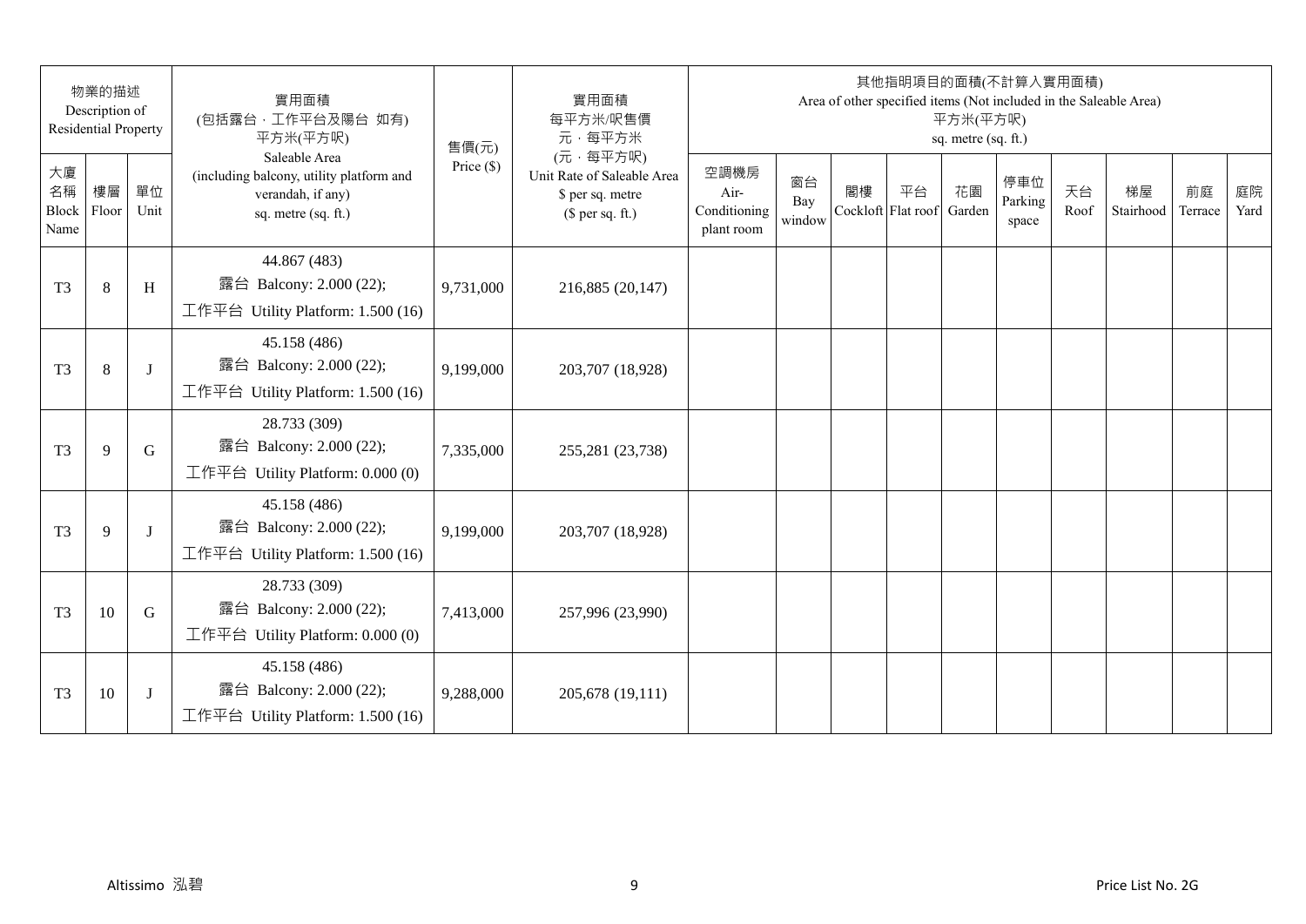| 物業的描述 Description of Residential Property | | | 實用面積 (包括露台﹐工作平台及陽台 如有) 平方米(平方呎) Saleable Area (including balcony, utility platform and verandah, if any) sq. metre (sq. ft.) | 售價(元) Price ($) | 實用面積 每平方米/呎售價 元﹐每平方米 (元﹐每平方呎) Unit Rate of Saleable Area $ per sq. metre ($ per sq. ft.) | 其他指明項目的面積(不計算入實用面積) Area of other specified items (Not included in the Saleable Area) 平方米(平方呎) sq. metre (sq. ft.) | | | | | | | | | |
|---|---|---|---|---|---|---|---|---|---|---|---|---|---|---|---|
| 大廈名稱 Block Name | 樓層 Floor | 單位 Unit | | | | 空調機房 Air-Conditioning plant room | 窗台 Bay window | 閣樓 Cockloft | 平台 Flat roof | 花園 Garden | 停車位 Parking space | 天台 Roof | 梯屋 Stairhood | 前庭 Terrace | 庭院 Yard |
| T3 | 8 | H | 44.867 (483) 露台 Balcony: 2.000 (22); 工作平台 Utility Platform: 1.500 (16) | 9,731,000 | 216,885 (20,147) | | | | | | | | | | |
| T3 | 8 | J | 45.158 (486) 露台 Balcony: 2.000 (22); 工作平台 Utility Platform: 1.500 (16) | 9,199,000 | 203,707 (18,928) | | | | | | | | | | |
| T3 | 9 | G | 28.733 (309) 露台 Balcony: 2.000 (22); 工作平台 Utility Platform: 0.000 (0) | 7,335,000 | 255,281 (23,738) | | | | | | | | | | |
| T3 | 9 | J | 45.158 (486) 露台 Balcony: 2.000 (22); 工作平台 Utility Platform: 1.500 (16) | 9,199,000 | 203,707 (18,928) | | | | | | | | | | |
| T3 | 10 | G | 28.733 (309) 露台 Balcony: 2.000 (22); 工作平台 Utility Platform: 0.000 (0) | 7,413,000 | 257,996 (23,990) | | | | | | | | | | |
| T3 | 10 | J | 45.158 (486) 露台 Balcony: 2.000 (22); 工作平台 Utility Platform: 1.500 (16) | 9,288,000 | 205,678 (19,111) | | | | | | | | | | |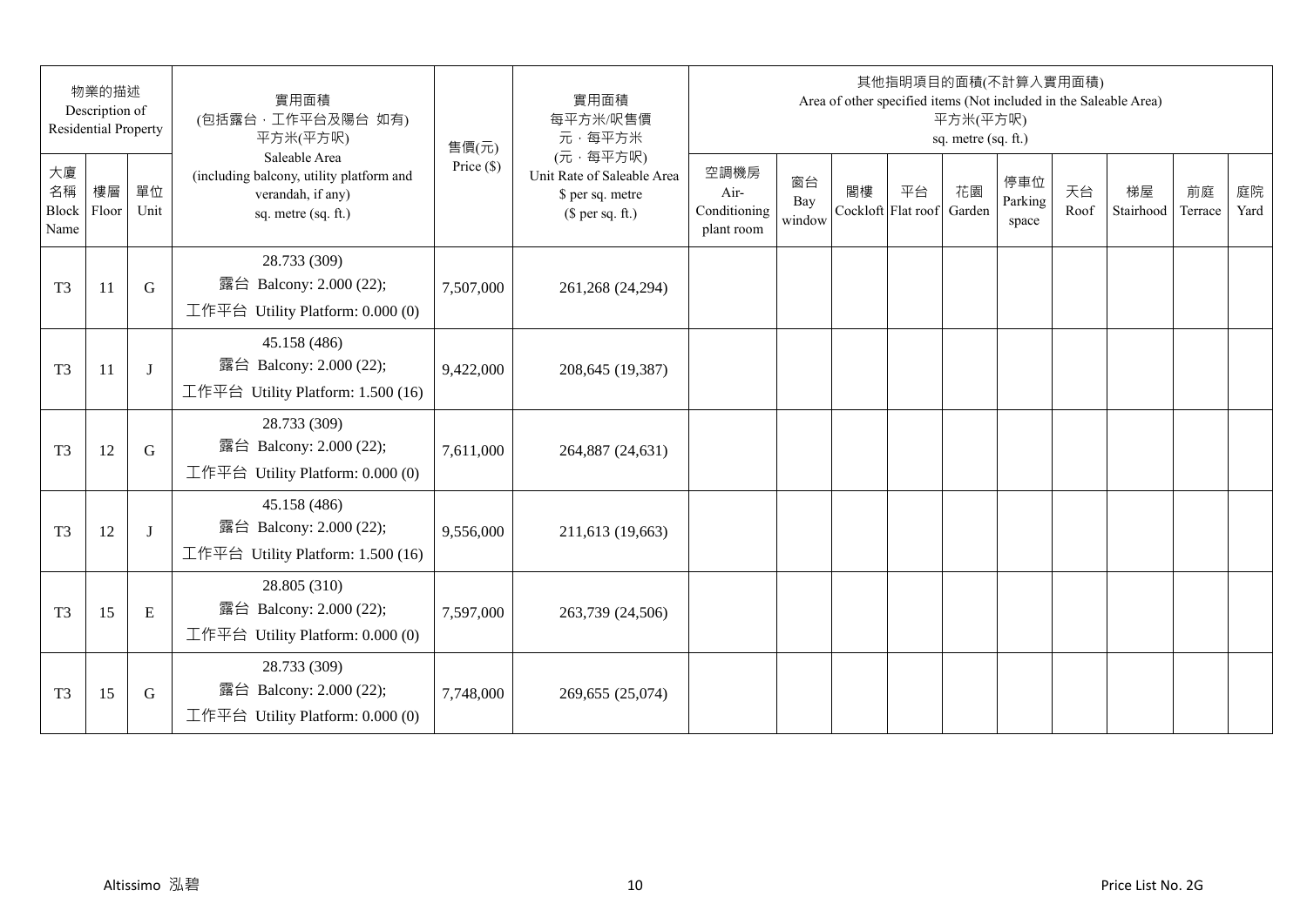| 物業的描述 Description of Residential Property | | | 實用面積 (包括露台，工作平台及陽台 如有) 平方米(平方呎) Saleable Area (including balcony, utility platform and verandah, if any) sq. metre (sq. ft.) | 售價(元) Price ($) | 實用面積 每平方米/呎售價 元，每平方米 (元，每平方呎) Unit Rate of Saleable Area $ per sq. metre ($ per sq. ft.) | 其他指明項目的面積(不計算入實用面積) Area of other specified items (Not included in the Saleable Area) 平方米(平方呎) sq. metre (sq. ft.) | | | | | | | | | |
|---|---|---|---|---|---|---|---|---|---|---|---|---|---|---|---|
| 大廈名稱 Block Name | 樓層 Floor | 單位 Unit | | | | 空調機房 Air-Conditioning plant room | 窗台 Bay window | 閣樓 Cockloft | 平台 Flat roof | 花園 Garden | 停車位 Parking space | 天台 Roof | 梯屋 Stairhood | 前庭 Terrace | 庭院 Yard |
| T3 | 11 | G | 28.733 (309) 露台 Balcony: 2.000 (22); 工作平台 Utility Platform: 0.000 (0) | 7,507,000 | 261,268 (24,294) | | | | | | | | | | |
| T3 | 11 | J | 45.158 (486) 露台 Balcony: 2.000 (22); 工作平台 Utility Platform: 1.500 (16) | 9,422,000 | 208,645 (19,387) | | | | | | | | | | |
| T3 | 12 | G | 28.733 (309) 露台 Balcony: 2.000 (22); 工作平台 Utility Platform: 0.000 (0) | 7,611,000 | 264,887 (24,631) | | | | | | | | | | |
| T3 | 12 | J | 45.158 (486) 露台 Balcony: 2.000 (22); 工作平台 Utility Platform: 1.500 (16) | 9,556,000 | 211,613 (19,663) | | | | | | | | | | |
| T3 | 15 | E | 28.805 (310) 露台 Balcony: 2.000 (22); 工作平台 Utility Platform: 0.000 (0) | 7,597,000 | 263,739 (24,506) | | | | | | | | | | |
| T3 | 15 | G | 28.733 (309) 露台 Balcony: 2.000 (22); 工作平台 Utility Platform: 0.000 (0) | 7,748,000 | 269,655 (25,074) | | | | | | | | | | |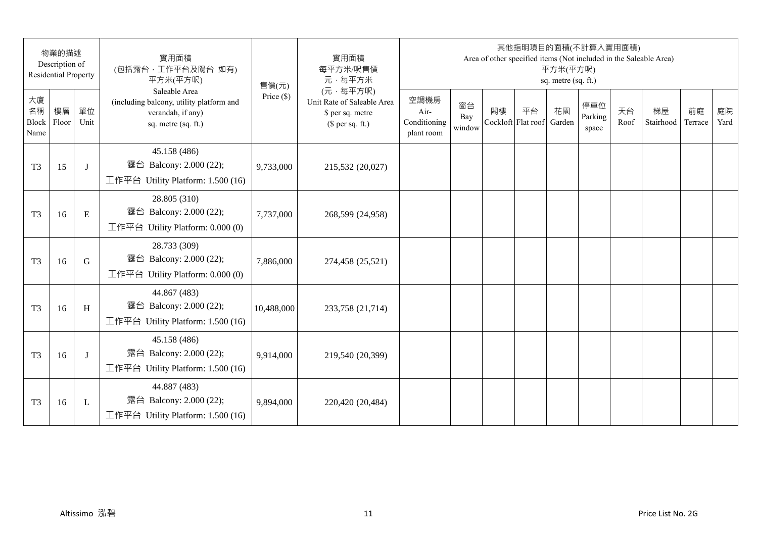| 物業的描述 Description of Residential Property | | | 實用面積 (包括露台，工作平台及陽台 如有) 平方米(平方呎) Saleable Area (including balcony, utility platform and verandah, if any) sq. metre (sq. ft.) | 售價(元) Price ($) | 實用面積 每平方米/呎售價 元，每平方米 (元，每平方呎) Unit Rate of Saleable Area $ per sq. metre ($ per sq. ft.) | 其他指明項目的面積(不計算入實用面積) Area of other specified items (Not included in the Saleable Area) 平方米(平方呎) sq. metre (sq. ft.) | | | | | | | | | |
|---|---|---|---|---|---|---|---|---|---|---|---|---|---|---|---|
| 大廈名稱 Block Name | 樓層 Floor | 單位 Unit | | | | 空調機房 Air-Conditioning plant room | 窗台 Bay window | 閣樓 Cockloft | 平台 Flat roof | 花園 Garden | 停車位 Parking space | 天台 Roof | 梯屋 Stairhood | 前庭 Terrace | 庭院 Yard |
| T3 | 15 | J | 45.158 (486) 露台 Balcony: 2.000 (22); 工作平台 Utility Platform: 1.500 (16) | 9,733,000 | 215,532 (20,027) | | | | | | | | | | |
| T3 | 16 | E | 28.805 (310) 露台 Balcony: 2.000 (22); 工作平台 Utility Platform: 0.000 (0) | 7,737,000 | 268,599 (24,958) | | | | | | | | | | |
| T3 | 16 | G | 28.733 (309) 露台 Balcony: 2.000 (22); 工作平台 Utility Platform: 0.000 (0) | 7,886,000 | 274,458 (25,521) | | | | | | | | | | |
| T3 | 16 | H | 44.867 (483) 露台 Balcony: 2.000 (22); 工作平台 Utility Platform: 1.500 (16) | 10,488,000 | 233,758 (21,714) | | | | | | | | | | |
| T3 | 16 | J | 45.158 (486) 露台 Balcony: 2.000 (22); 工作平台 Utility Platform: 1.500 (16) | 9,914,000 | 219,540 (20,399) | | | | | | | | | | |
| T3 | 16 | L | 44.887 (483) 露台 Balcony: 2.000 (22); 工作平台 Utility Platform: 1.500 (16) | 9,894,000 | 220,420 (20,484) | | | | | | | | | | |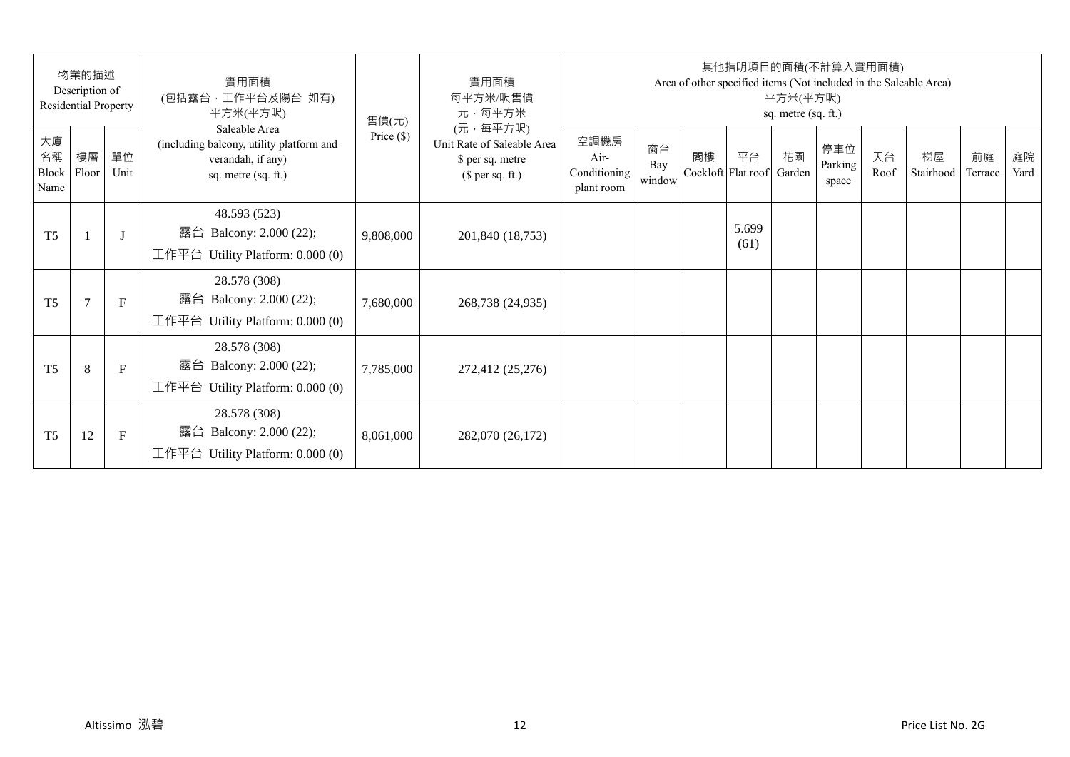| 物業的描述 Description of Residential Property | | | 實用面積 (包括露台，工作平台及陽台 如有) 平方米(平方呎) Saleable Area (including balcony, utility platform and verandah, if any) sq. metre (sq. ft.) | 售價(元) Price ($) | 實用面積 每平方米/呎售價 元，每平方米 (元，每平方呎) Unit Rate of Saleable Area $ per sq. metre ($ per sq. ft.) | 其他指明項目的面積(不計算入實用面積) Area of other specified items (Not included in the Saleable Area) 平方米(平方呎) sq. metre (sq. ft.) | | | | | | | | | |
|---|---|---|---|---|---|---|---|---|---|---|---|---|---|---|---|
| 大廈名稱 Block Name | 樓層 Floor | 單位 Unit | | | | 空調機房 Air-Conditioning plant room | 窗台 Bay window | 閣樓 Cockloft | 平台 Flat roof | 花園 Garden | 停車位 Parking space | 天台 Roof | 梯屋 Stairhood | 前庭 Terrace | 庭院 Yard |
| T5 | 1 | J | 48.593 (523) 露台 Balcony: 2.000 (22); 工作平台 Utility Platform: 0.000 (0) | 9,808,000 | 201,840 (18,753) | | | | 5.699 (61) | | | | | | |
| T5 | 7 | F | 28.578 (308) 露台 Balcony: 2.000 (22); 工作平台 Utility Platform: 0.000 (0) | 7,680,000 | 268,738 (24,935) | | | | | | | | | | |
| T5 | 8 | F | 28.578 (308) 露台 Balcony: 2.000 (22); 工作平台 Utility Platform: 0.000 (0) | 7,785,000 | 272,412 (25,276) | | | | | | | | | | |
| T5 | 12 | F | 28.578 (308) 露台 Balcony: 2.000 (22); 工作平台 Utility Platform: 0.000 (0) | 8,061,000 | 282,070 (26,172) | | | | | | | | | | |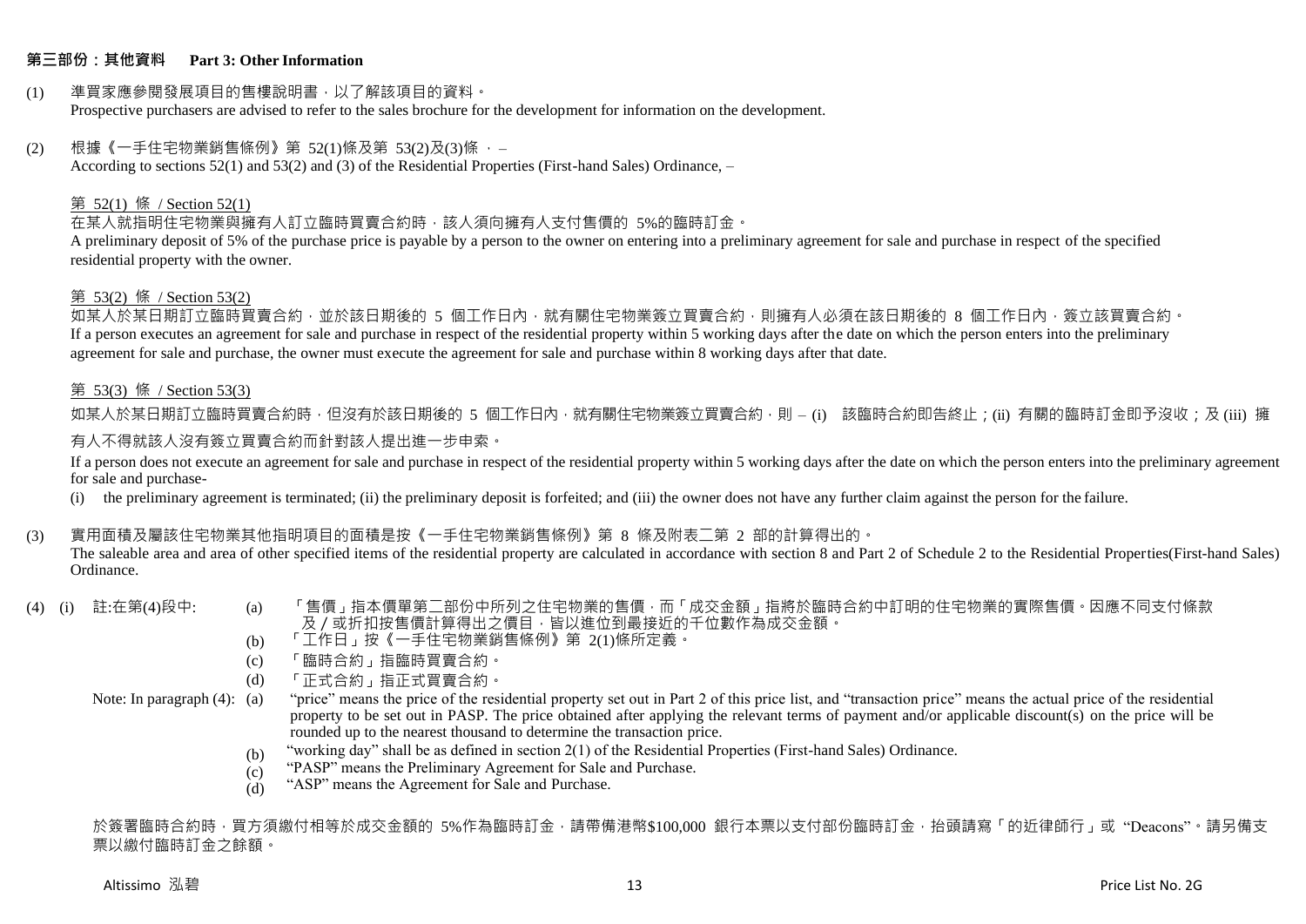## 第三部份：其他資料　Part 3: Other Information

(1) 準買家應參閱發展項目的售樓說明書，以了解該項目的資料。
Prospective purchasers are advised to refer to the sales brochure for the development for information on the development.

(2) 根據《一手住宅物業銷售條例》第 52(1)條及第 53(2)及(3)條 ， –
According to sections 52(1) and 53(2) and (3) of the Residential Properties (First-hand Sales) Ordinance, –

第 52(1) 條 / Section 52(1)

在某人就指明住宅物業與擁有人訂立臨時買賣合約時，該人須向擁有人支付售價的 5%的臨時訂金。
A preliminary deposit of 5% of the purchase price is payable by a person to the owner on entering into a preliminary agreement for sale and purchase in respect of the specified residential property with the owner.

第 53(2) 條 / Section 53(2)

如某人於某日期訂立臨時買賣合約，並於該日期後的 5 個工作日內，就有關住宅物業簽立買賣合約，則擁有人必須在該日期後的 8 個工作日內，簽立該買賣合約。
If a person executes an agreement for sale and purchase in respect of the residential property within 5 working days after the date on which the person enters into the preliminary agreement for sale and purchase, the owner must execute the agreement for sale and purchase within 8 working days after that date.

第 53(3) 條 / Section 53(3)

如某人於某日期訂立臨時買賣合約時，但沒有於該日期後的 5 個工作日內，就有關住宅物業簽立買賣合約，則 – (i) 該臨時合約即告終止；(ii) 有關的臨時訂金即予沒收；及 (iii) 擁有人不得就該人沒有簽立買賣合約而針對該人提出進一步申索。

If a person does not execute an agreement for sale and purchase in respect of the residential property within 5 working days after the date on which the person enters into the preliminary agreement for sale and purchase-

(i) the preliminary agreement is terminated; (ii) the preliminary deposit is forfeited; and (iii) the owner does not have any further claim against the person for the failure.

(3) 實用面積及屬該住宅物業其他指明項目的面積是按《一手住宅物業銷售條例》第 8 條及附表二第 2 部的計算得出的。
The saleable area and area of other specified items of the residential property are calculated in accordance with section 8 and Part 2 of Schedule 2 to the Residential Properties(First-hand Sales) Ordinance.

(4) (i) 註:在第(4)段中:

(a) 「售價」指本價單第二部份中所列之住宅物業的售價，而「成交金額」指將於臨時合約中訂明的住宅物業的實際售價。因應不同支付條款及／或折扣按售價計算得出之價目，皆以進位到最接近的千位數作為成交金額。
(b) 「工作日」按《一手住宅物業銷售條例》第 2(1)條所定義。
(c) 「臨時合約」指臨時買賣合約。
(d) 「正式合約」指正式買賣合約。

Note: In paragraph (4):

(a) “price” means the price of the residential property set out in Part 2 of this price list, and “transaction price” means the actual price of the residential property to be set out in PASP. The price obtained after applying the relevant terms of payment and/or applicable discount(s) on the price will be rounded up to the nearest thousand to determine the transaction price.
(b) “working day” shall be as defined in section 2(1) of the Residential Properties (First-hand Sales) Ordinance.
(c) “PASP” means the Preliminary Agreement for Sale and Purchase.
(d) “ASP” means the Agreement for Sale and Purchase.

於簽署臨時合約時，買方須繳付相等於成交金額的 5%作為臨時訂金，請帶備港幣$100,000 銀行本票以支付部份臨時訂金，抬頭請寫「的近律師行」或 “Deacons”。請另備支票以繳付臨時訂金之餘額。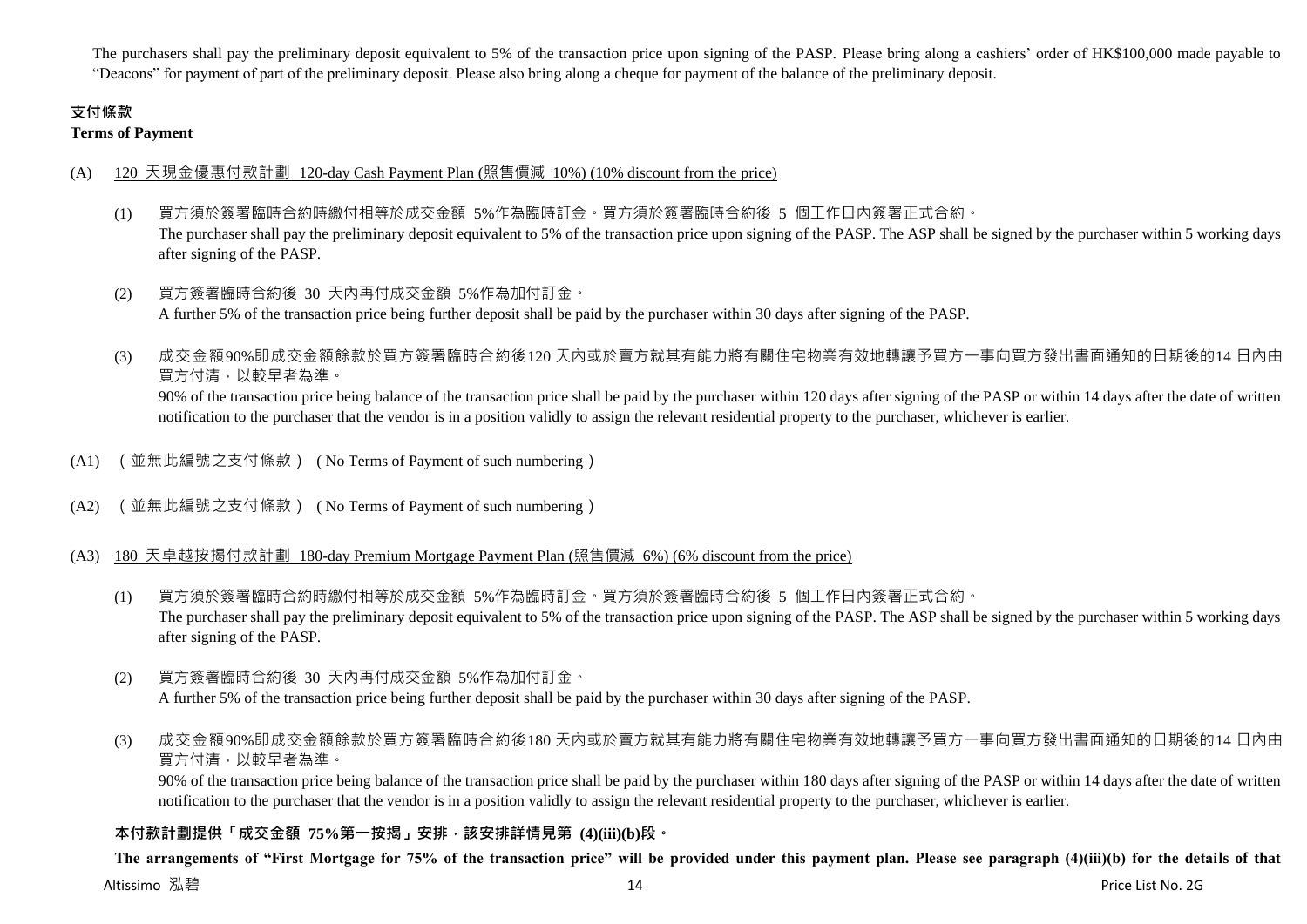The purchasers shall pay the preliminary deposit equivalent to 5% of the transaction price upon signing of the PASP. Please bring along a cashiers' order of HK$100,000 made payable to "Deacons" for payment of part of the preliminary deposit. Please also bring along a cheque for payment of the balance of the preliminary deposit.

## 支付條款
**Terms of Payment**

(A) 120 天現金優惠付款計劃 120-day Cash Payment Plan (照售價減 10%) (10% discount from the price)

(1) 買方須於簽署臨時合約時繳付相等於成交金額 5%作為臨時訂金。買方須於簽署臨時合約後 5 個工作日內簽署正式合約。
The purchaser shall pay the preliminary deposit equivalent to 5% of the transaction price upon signing of the PASP. The ASP shall be signed by the purchaser within 5 working days after signing of the PASP.

(2) 買方簽署臨時合約後 30 天內再付成交金額 5%作為加付訂金。
A further 5% of the transaction price being further deposit shall be paid by the purchaser within 30 days after signing of the PASP.

(3) 成交金額90%即成交金額餘款於買方簽署臨時合約後120 天內或於賣方就其有能力將有關住宅物業有效地轉讓予買方一事向買方發出書面通知的日期後的14 日內由買方付清，以較早者為準。
90% of the transaction price being balance of the transaction price shall be paid by the purchaser within 120 days after signing of the PASP or within 14 days after the date of written notification to the purchaser that the vendor is in a position validly to assign the relevant residential property to the purchaser, whichever is earlier.

(A1) （並無此編號之支付條款）(No Terms of Payment of such numbering)

(A2) （並無此編號之支付條款）(No Terms of Payment of such numbering)

(A3) 180 天卓越按揭付款計劃 180-day Premium Mortgage Payment Plan (照售價減 6%) (6% discount from the price)

(1) 買方須於簽署臨時合約時繳付相等於成交金額 5%作為臨時訂金。買方須於簽署臨時合約後 5 個工作日內簽署正式合約。
The purchaser shall pay the preliminary deposit equivalent to 5% of the transaction price upon signing of the PASP. The ASP shall be signed by the purchaser within 5 working days after signing of the PASP.

(2) 買方簽署臨時合約後 30 天內再付成交金額 5%作為加付訂金。
A further 5% of the transaction price being further deposit shall be paid by the purchaser within 30 days after signing of the PASP.

(3) 成交金額90%即成交金額餘款於買方簽署臨時合約後180 天內或於賣方就其有能力將有關住宅物業有效地轉讓予買方一事向買方發出書面通知的日期後的14 日內由買方付清，以較早者為準。
90% of the transaction price being balance of the transaction price shall be paid by the purchaser within 180 days after signing of the PASP or within 14 days after the date of written notification to the purchaser that the vendor is in a position validly to assign the relevant residential property to the purchaser, whichever is earlier.

**本付款計劃提供「成交金額 75%第一按揭」安排，該安排詳情見第 (4)(iii)(b)段。**

**The arrangements of "First Mortgage for 75% of the transaction price" will be provided under this payment plan. Please see paragraph (4)(iii)(b) for the details of that**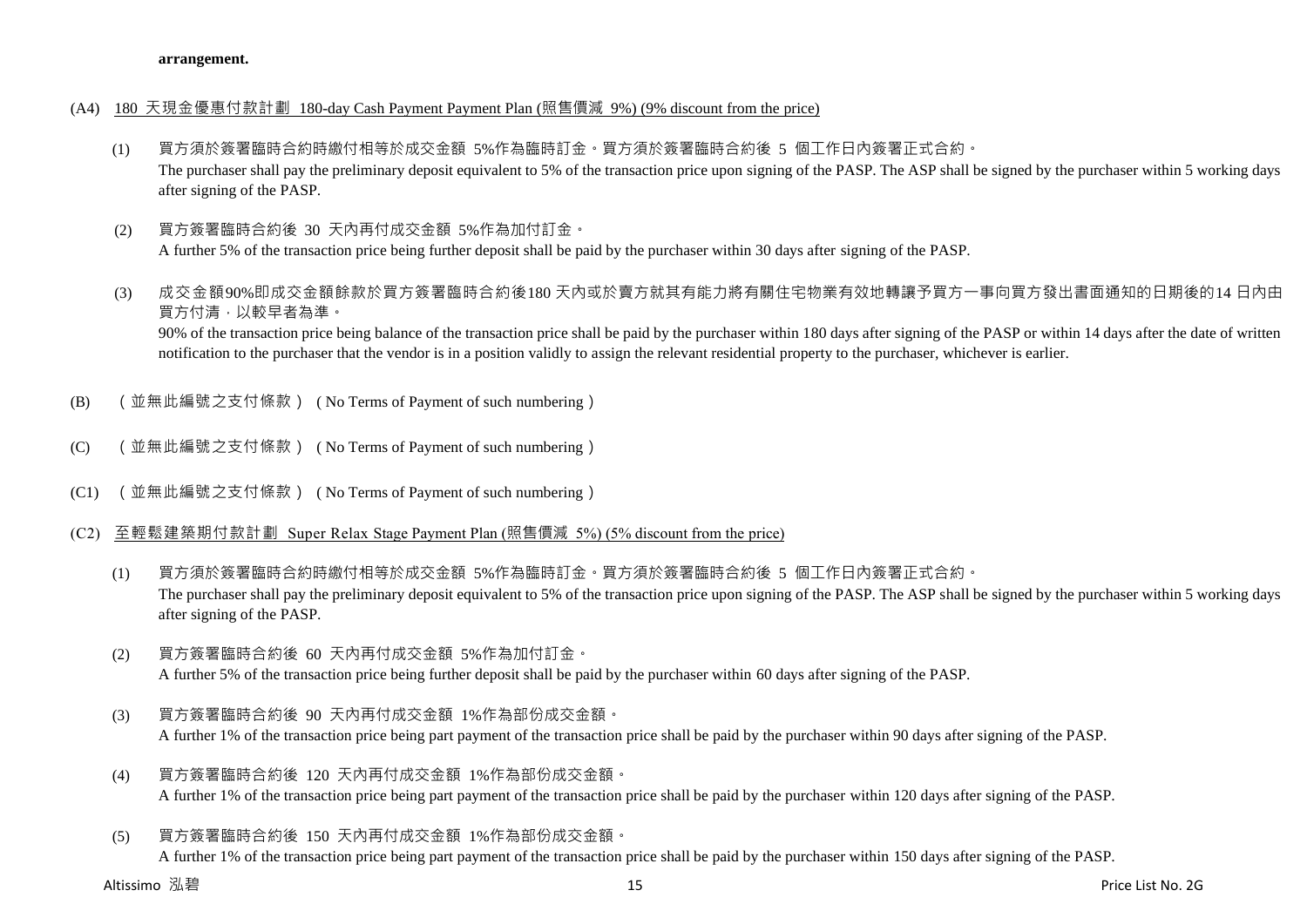**arrangement.**

(A4) 180 天現金優惠付款計劃 180-day Cash Payment Payment Plan (照售價減 9%) (9% discount from the price)

(1) 買方須於簽署臨時合約時繳付相等於成交金額 5%作為臨時訂金。買方須於簽署臨時合約後 5 個工作日內簽署正式合約。
The purchaser shall pay the preliminary deposit equivalent to 5% of the transaction price upon signing of the PASP. The ASP shall be signed by the purchaser within 5 working days after signing of the PASP.

(2) 買方簽署臨時合約後 30 天內再付成交金額 5%作為加付訂金。
A further 5% of the transaction price being further deposit shall be paid by the purchaser within 30 days after signing of the PASP.

(3) 成交金額90%即成交金額餘款於買方簽署臨時合約後180 天內或於賣方就其有能力將有關住宅物業有效地轉讓予買方一事向買方發出書面通知的日期後的14 日內由買方付清，以較早者為準。
90% of the transaction price being balance of the transaction price shall be paid by the purchaser within 180 days after signing of the PASP or within 14 days after the date of written notification to the purchaser that the vendor is in a position validly to assign the relevant residential property to the purchaser, whichever is earlier.

(B) （並無此編號之支付條款）( No Terms of Payment of such numbering）

(C) （並無此編號之支付條款）( No Terms of Payment of such numbering）

(C1) （並無此編號之支付條款）( No Terms of Payment of such numbering）

(C2) 至輕鬆建築期付款計劃 Super Relax Stage Payment Plan (照售價減 5%) (5% discount from the price)

(1) 買方須於簽署臨時合約時繳付相等於成交金額 5%作為臨時訂金。買方須於簽署臨時合約後 5 個工作日內簽署正式合約。
The purchaser shall pay the preliminary deposit equivalent to 5% of the transaction price upon signing of the PASP. The ASP shall be signed by the purchaser within 5 working days after signing of the PASP.

(2) 買方簽署臨時合約後 60 天內再付成交金額 5%作為加付訂金。
A further 5% of the transaction price being further deposit shall be paid by the purchaser within 60 days after signing of the PASP.

(3) 買方簽署臨時合約後 90 天內再付成交金額 1%作為部份成交金額。
A further 1% of the transaction price being part payment of the transaction price shall be paid by the purchaser within 90 days after signing of the PASP.

(4) 買方簽署臨時合約後 120 天內再付成交金額 1%作為部份成交金額。
A further 1% of the transaction price being part payment of the transaction price shall be paid by the purchaser within 120 days after signing of the PASP.

(5) 買方簽署臨時合約後 150 天內再付成交金額 1%作為部份成交金額。
A further 1% of the transaction price being part payment of the transaction price shall be paid by the purchaser within 150 days after signing of the PASP.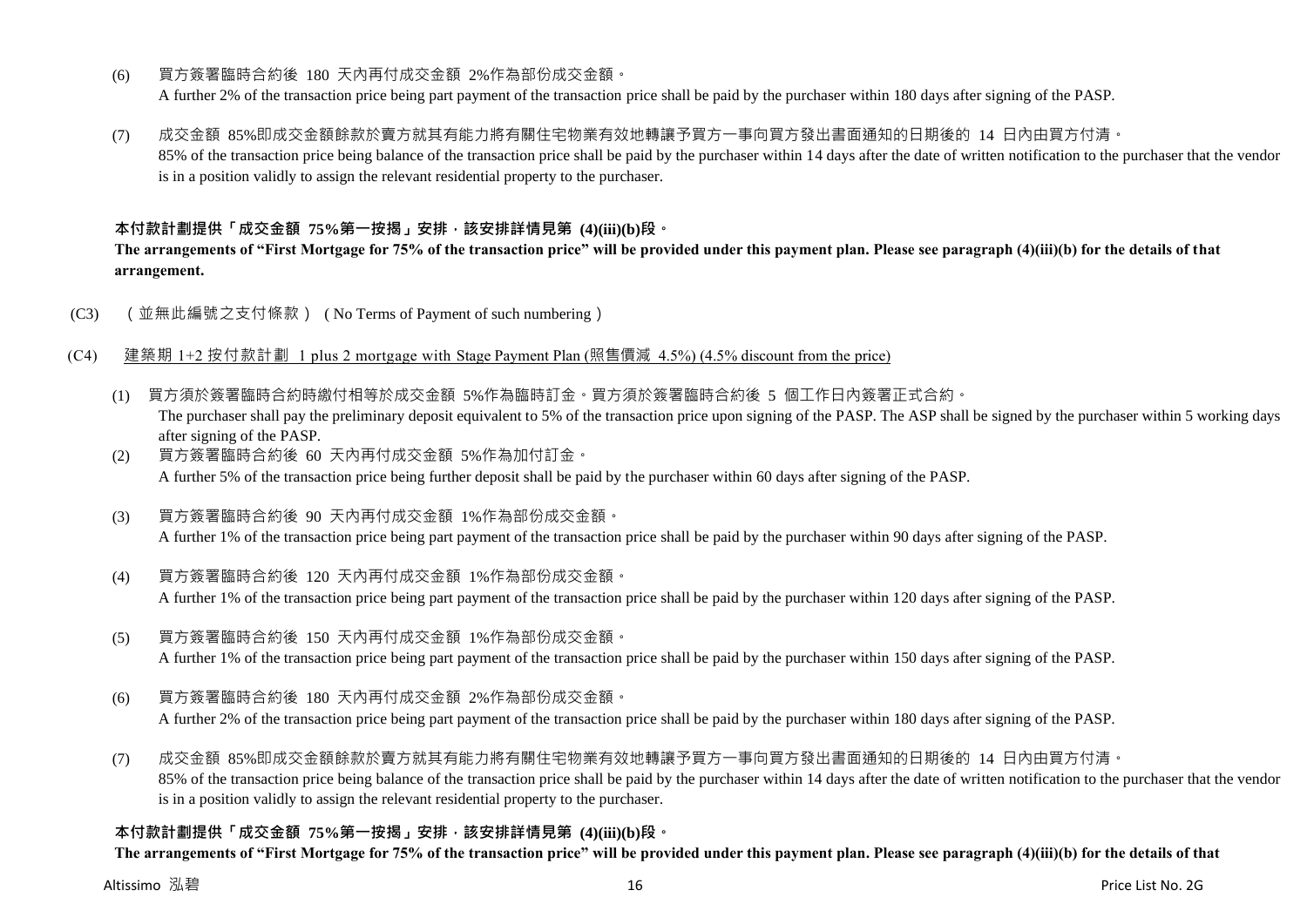(6) 買方簽署臨時合約後 180 天內再付成交金額 2%作為部份成交金額。
A further 2% of the transaction price being part payment of the transaction price shall be paid by the purchaser within 180 days after signing of the PASP.

(7) 成交金額 85%即成交金額餘款於賣方就其有能力將有關住宅物業有效地轉讓予買方一事向買方發出書面通知的日期後的 14 日內由買方付清。
85% of the transaction price being balance of the transaction price shall be paid by the purchaser within 14 days after the date of written notification to the purchaser that the vendor is in a position validly to assign the relevant residential property to the purchaser.

**本付款計劃提供「成交金額 75%第一按揭」安排，該安排詳情見第 (4)(iii)(b)段。**
**The arrangements of "First Mortgage for 75% of the transaction price" will be provided under this payment plan. Please see paragraph (4)(iii)(b) for the details of that arrangement.**

(C3) （並無此編號之支付條款）( No Terms of Payment of such numbering )

(C4) 建築期 1+2 按付款計劃 1 plus 2 mortgage with Stage Payment Plan (照售價減 4.5%) (4.5% discount from the price)

(1) 買方須於簽署臨時合約時繳付相等於成交金額 5%作為臨時訂金。買方須於簽署臨時合約後 5 個工作日內簽署正式合約。
The purchaser shall pay the preliminary deposit equivalent to 5% of the transaction price upon signing of the PASP. The ASP shall be signed by the purchaser within 5 working days after signing of the PASP.

(2) 買方簽署臨時合約後 60 天內再付成交金額 5%作為加付訂金。
A further 5% of the transaction price being further deposit shall be paid by the purchaser within 60 days after signing of the PASP.

(3) 買方簽署臨時合約後 90 天內再付成交金額 1%作為部份成交金額。
A further 1% of the transaction price being part payment of the transaction price shall be paid by the purchaser within 90 days after signing of the PASP.

(4) 買方簽署臨時合約後 120 天內再付成交金額 1%作為部份成交金額。
A further 1% of the transaction price being part payment of the transaction price shall be paid by the purchaser within 120 days after signing of the PASP.

(5) 買方簽署臨時合約後 150 天內再付成交金額 1%作為部份成交金額。
A further 1% of the transaction price being part payment of the transaction price shall be paid by the purchaser within 150 days after signing of the PASP.

(6) 買方簽署臨時合約後 180 天內再付成交金額 2%作為部份成交金額。
A further 2% of the transaction price being part payment of the transaction price shall be paid by the purchaser within 180 days after signing of the PASP.

(7) 成交金額 85%即成交金額餘款於賣方就其有能力將有關住宅物業有效地轉讓予買方一事向買方發出書面通知的日期後的 14 日內由買方付清。
85% of the transaction price being balance of the transaction price shall be paid by the purchaser within 14 days after the date of written notification to the purchaser that the vendor is in a position validly to assign the relevant residential property to the purchaser.

**本付款計劃提供「成交金額 75%第一按揭」安排，該安排詳情見第 (4)(iii)(b)段。**
**The arrangements of "First Mortgage for 75% of the transaction price" will be provided under this payment plan. Please see paragraph (4)(iii)(b) for the details of that**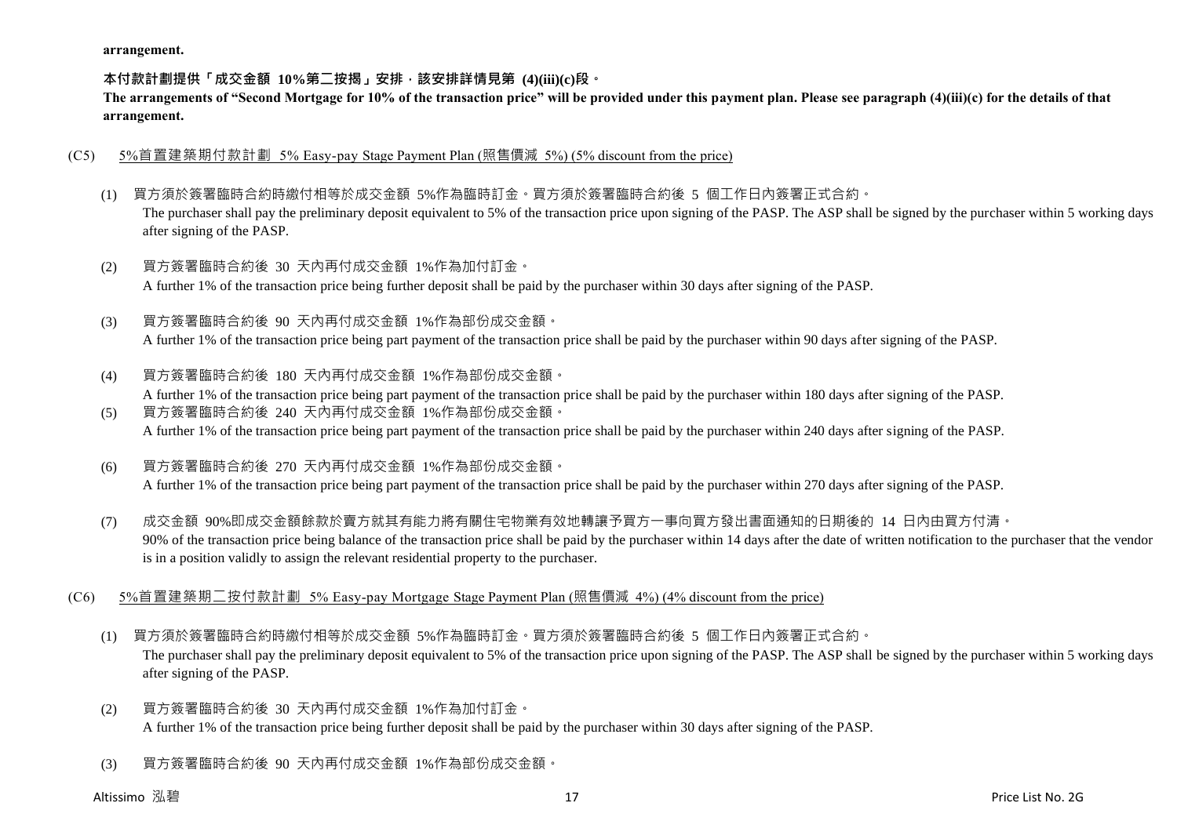**arrangement.**

**本付款計劃提供「成交金額 10%第二按揭」安排，該安排詳情見第 (4)(iii)(c)段。**

**The arrangements of "Second Mortgage for 10% of the transaction price" will be provided under this payment plan. Please see paragraph (4)(iii)(c) for the details of that arrangement.**

(C5) 5%首置建築期付款計劃 5% Easy-pay Stage Payment Plan (照售價減 5%) (5% discount from the price)

(1) 買方須於簽署臨時合約時繳付相等於成交金額 5%作為臨時訂金。買方須於簽署臨時合約後 5 個工作日內簽署正式合約。
The purchaser shall pay the preliminary deposit equivalent to 5% of the transaction price upon signing of the PASP. The ASP shall be signed by the purchaser within 5 working days after signing of the PASP.

(2) 買方簽署臨時合約後 30 天內再付成交金額 1%作為加付訂金。
A further 1% of the transaction price being further deposit shall be paid by the purchaser within 30 days after signing of the PASP.

(3) 買方簽署臨時合約後 90 天內再付成交金額 1%作為部份成交金額。
A further 1% of the transaction price being part payment of the transaction price shall be paid by the purchaser within 90 days after signing of the PASP.

(4) 買方簽署臨時合約後 180 天內再付成交金額 1%作為部份成交金額。
A further 1% of the transaction price being part payment of the transaction price shall be paid by the purchaser within 180 days after signing of the PASP.

(5) 買方簽署臨時合約後 240 天內再付成交金額 1%作為部份成交金額。
A further 1% of the transaction price being part payment of the transaction price shall be paid by the purchaser within 240 days after signing of the PASP.

(6) 買方簽署臨時合約後 270 天內再付成交金額 1%作為部份成交金額。
A further 1% of the transaction price being part payment of the transaction price shall be paid by the purchaser within 270 days after signing of the PASP.

(7) 成交金額 90%即成交金額餘款於賣方就其有能力將有關住宅物業有效地轉讓予買方一事向買方發出書面通知的日期後的 14 日內由買方付清。
90% of the transaction price being balance of the transaction price shall be paid by the purchaser within 14 days after the date of written notification to the purchaser that the vendor is in a position validly to assign the relevant residential property to the purchaser.

(C6) 5%首置建築期二按付款計劃 5% Easy-pay Mortgage Stage Payment Plan (照售價減 4%) (4% discount from the price)

(1) 買方須於簽署臨時合約時繳付相等於成交金額 5%作為臨時訂金。買方須於簽署臨時合約後 5 個工作日內簽署正式合約。
The purchaser shall pay the preliminary deposit equivalent to 5% of the transaction price upon signing of the PASP. The ASP shall be signed by the purchaser within 5 working days after signing of the PASP.

(2) 買方簽署臨時合約後 30 天內再付成交金額 1%作為加付訂金。
A further 1% of the transaction price being further deposit shall be paid by the purchaser within 30 days after signing of the PASP.

(3) 買方簽署臨時合約後 90 天內再付成交金額 1%作為部份成交金額。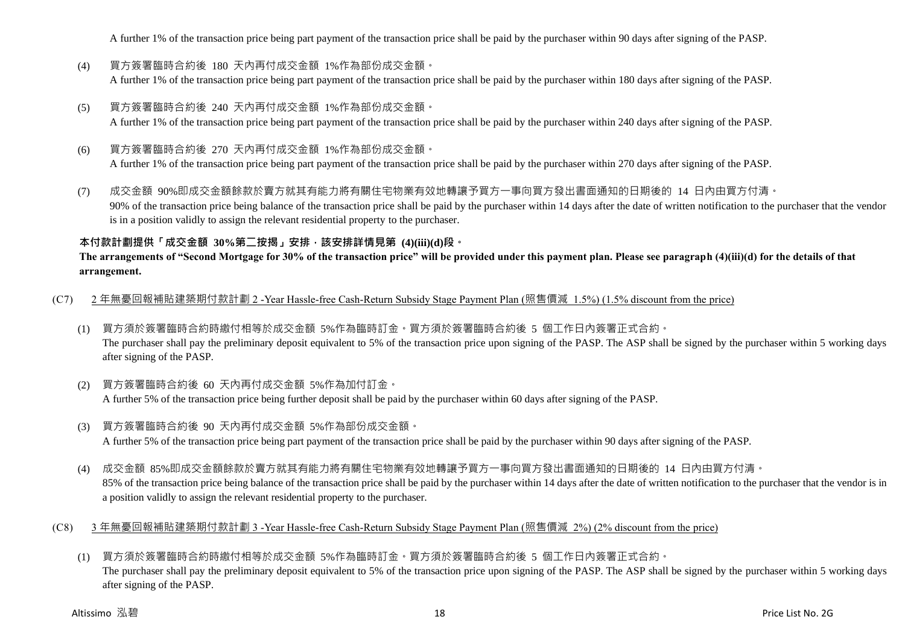A further 1% of the transaction price being part payment of the transaction price shall be paid by the purchaser within 90 days after signing of the PASP.

(4) 買方簽署臨時合約後 180 天內再付成交金額 1%作為部份成交金額。
A further 1% of the transaction price being part payment of the transaction price shall be paid by the purchaser within 180 days after signing of the PASP.

(5) 買方簽署臨時合約後 240 天內再付成交金額 1%作為部份成交金額。
A further 1% of the transaction price being part payment of the transaction price shall be paid by the purchaser within 240 days after signing of the PASP.

(6) 買方簽署臨時合約後 270 天內再付成交金額 1%作為部份成交金額。
A further 1% of the transaction price being part payment of the transaction price shall be paid by the purchaser within 270 days after signing of the PASP.

(7) 成交金額 90%即成交金額餘款於賣方就其有能力將有關住宅物業有效地轉讓予買方一事向買方發出書面通知的日期後的 14 日內由買方付清。
90% of the transaction price being balance of the transaction price shall be paid by the purchaser within 14 days after the date of written notification to the purchaser that the vendor is in a position validly to assign the relevant residential property to the purchaser.

**本付款計劃提供「成交金額 30%第二按揭」安排，該安排詳情見第 (4)(iii)(d)段。**
**The arrangements of "Second Mortgage for 30% of the transaction price" will be provided under this payment plan. Please see paragraph (4)(iii)(d) for the details of that arrangement.**

(C7) 2 年無憂回報補貼建築期付款計劃 2 -Year Hassle-free Cash-Return Subsidy Stage Payment Plan (照售價減 1.5%) (1.5% discount from the price)

(1) 買方須於簽署臨時合約時繳付相等於成交金額 5%作為臨時訂金。買方須於簽署臨時合約後 5 個工作日內簽署正式合約。
The purchaser shall pay the preliminary deposit equivalent to 5% of the transaction price upon signing of the PASP. The ASP shall be signed by the purchaser within 5 working days after signing of the PASP.

(2) 買方簽署臨時合約後 60 天內再付成交金額 5%作為加付訂金。
A further 5% of the transaction price being further deposit shall be paid by the purchaser within 60 days after signing of the PASP.

(3) 買方簽署臨時合約後 90 天內再付成交金額 5%作為部份成交金額。
A further 5% of the transaction price being part payment of the transaction price shall be paid by the purchaser within 90 days after signing of the PASP.

(4) 成交金額 85%即成交金額餘款於賣方就其有能力將有關住宅物業有效地轉讓予買方一事向買方發出書面通知的日期後的 14 日內由買方付清。
85% of the transaction price being balance of the transaction price shall be paid by the purchaser within 14 days after the date of written notification to the purchaser that the vendor is in a position validly to assign the relevant residential property to the purchaser.

(C8) 3 年無憂回報補貼建築期付款計劃 3 -Year Hassle-free Cash-Return Subsidy Stage Payment Plan (照售價減 2%) (2% discount from the price)

(1) 買方須於簽署臨時合約時繳付相等於成交金額 5%作為臨時訂金。買方須於簽署臨時合約後 5 個工作日內簽署正式合約。
The purchaser shall pay the preliminary deposit equivalent to 5% of the transaction price upon signing of the PASP. The ASP shall be signed by the purchaser within 5 working days after signing of the PASP.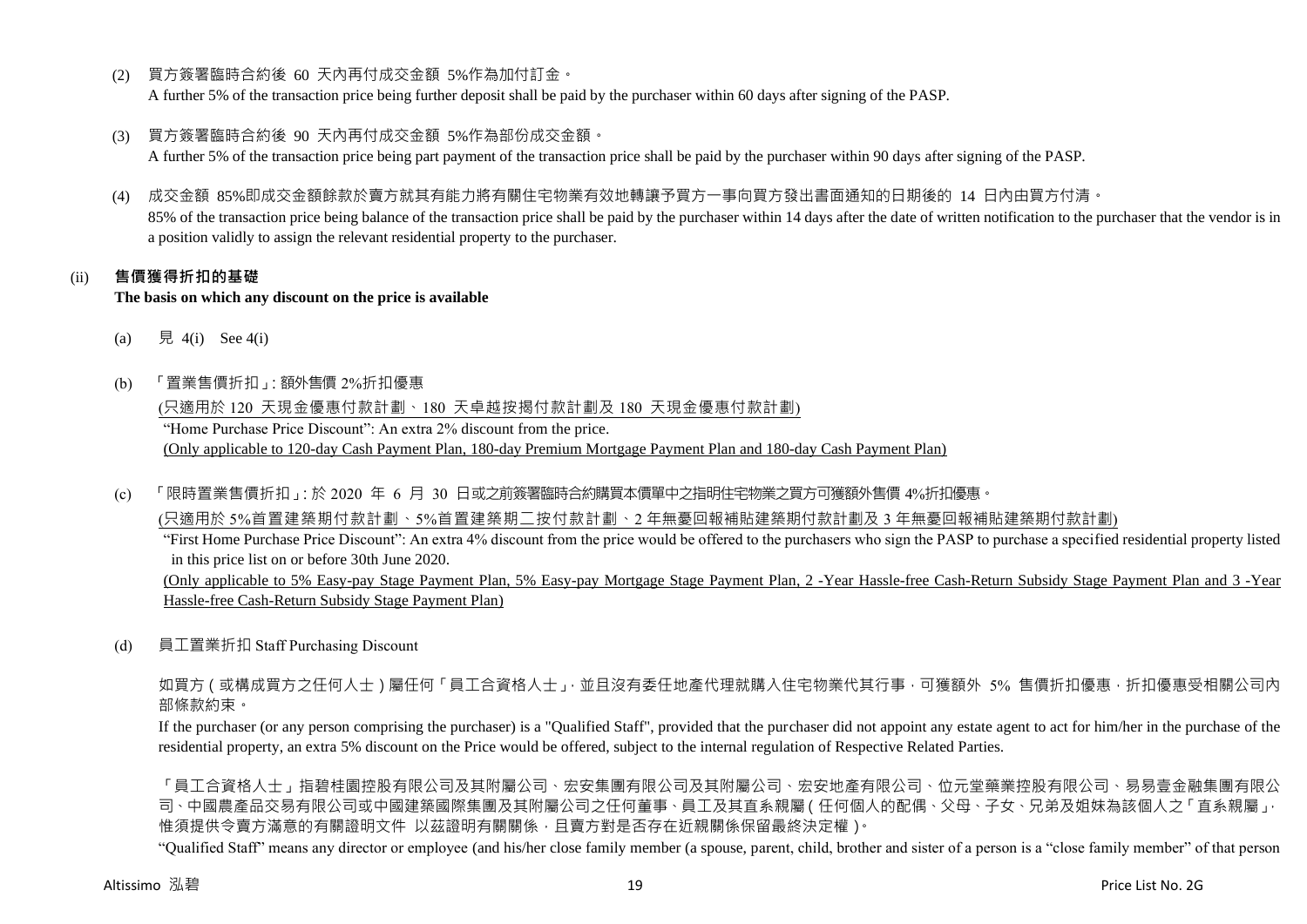(2) 買方簽署臨時合約後 60 天內再付成交金額 5%作為加付訂金。
A further 5% of the transaction price being further deposit shall be paid by the purchaser within 60 days after signing of the PASP.

(3) 買方簽署臨時合約後 90 天內再付成交金額 5%作為部份成交金額。
A further 5% of the transaction price being part payment of the transaction price shall be paid by the purchaser within 90 days after signing of the PASP.

(4) 成交金額 85%即成交金額餘款於賣方就其有能力將有關住宅物業有效地轉讓予買方一事向買方發出書面通知的日期後的 14 日內由買方付清。
85% of the transaction price being balance of the transaction price shall be paid by the purchaser within 14 days after the date of written notification to the purchaser that the vendor is in a position validly to assign the relevant residential property to the purchaser.

(ii) **售價獲得折扣的基礎**
**The basis on which any discount on the price is available**

(a) 見 4(i) See 4(i)

(b) 「置業售價折扣」: 額外售價 2%折扣優惠
(只適用於 120 天現金優惠付款計劃、180 天卓越按揭付款計劃及 180 天現金優惠付款計劃)
"Home Purchase Price Discount": An extra 2% discount from the price.
(Only applicable to 120-day Cash Payment Plan, 180-day Premium Mortgage Payment Plan and 180-day Cash Payment Plan)

(c) 「限時置業售價折扣」: 於 2020 年 6 月 30 日或之前簽署臨時合約購買本價單中之指明住宅物業之買方可獲額外售價 4%折扣優惠。
(只適用於 5%首置建築期付款計劃、5%首置建築期二按付款計劃、2 年無憂回報補貼建築期付款計劃及 3 年無憂回報補貼建築期付款計劃)
"First Home Purchase Price Discount": An extra 4% discount from the price would be offered to the purchasers who sign the PASP to purchase a specified residential property listed in this price list on or before 30th June 2020.
(Only applicable to 5% Easy-pay Stage Payment Plan, 5% Easy-pay Mortgage Stage Payment Plan, 2 -Year Hassle-free Cash-Return Subsidy Stage Payment Plan and 3 -Year Hassle-free Cash-Return Subsidy Stage Payment Plan)

(d) 員工置業折扣 Staff Purchasing Discount

如買方（或構成買方之任何人士）屬任何「員工合資格人士」，並且沒有委任地產代理就購入住宅物業代其行事，可獲額外 5% 售價折扣優惠，折扣優惠受相關公司內部條款約束。
If the purchaser (or any person comprising the purchaser) is a "Qualified Staff", provided that the purchaser did not appoint any estate agent to act for him/her in the purchase of the residential property, an extra 5% discount on the Price would be offered, subject to the internal regulation of Respective Related Parties.

「員工合資格人士」指碧桂園控股有限公司及其附屬公司、宏安集團有限公司及其附屬公司、宏安地產有限公司、位元堂藥業控股有限公司、易易壹金融集團有限公司、中國農產品交易有限公司或中國建築國際集團及其附屬公司之任何董事、員工及其直系親屬（任何個人的配偶、父母、子女、兄弟及姐妹為該個人之「直系親屬」，惟須提供令賣方滿意的有關證明文件 以茲證明有關關係，且賣方對是否存在近親關係保留最終決定權）。
"Qualified Staff" means any director or employee (and his/her close family member (a spouse, parent, child, brother and sister of a person is a "close family member" of that person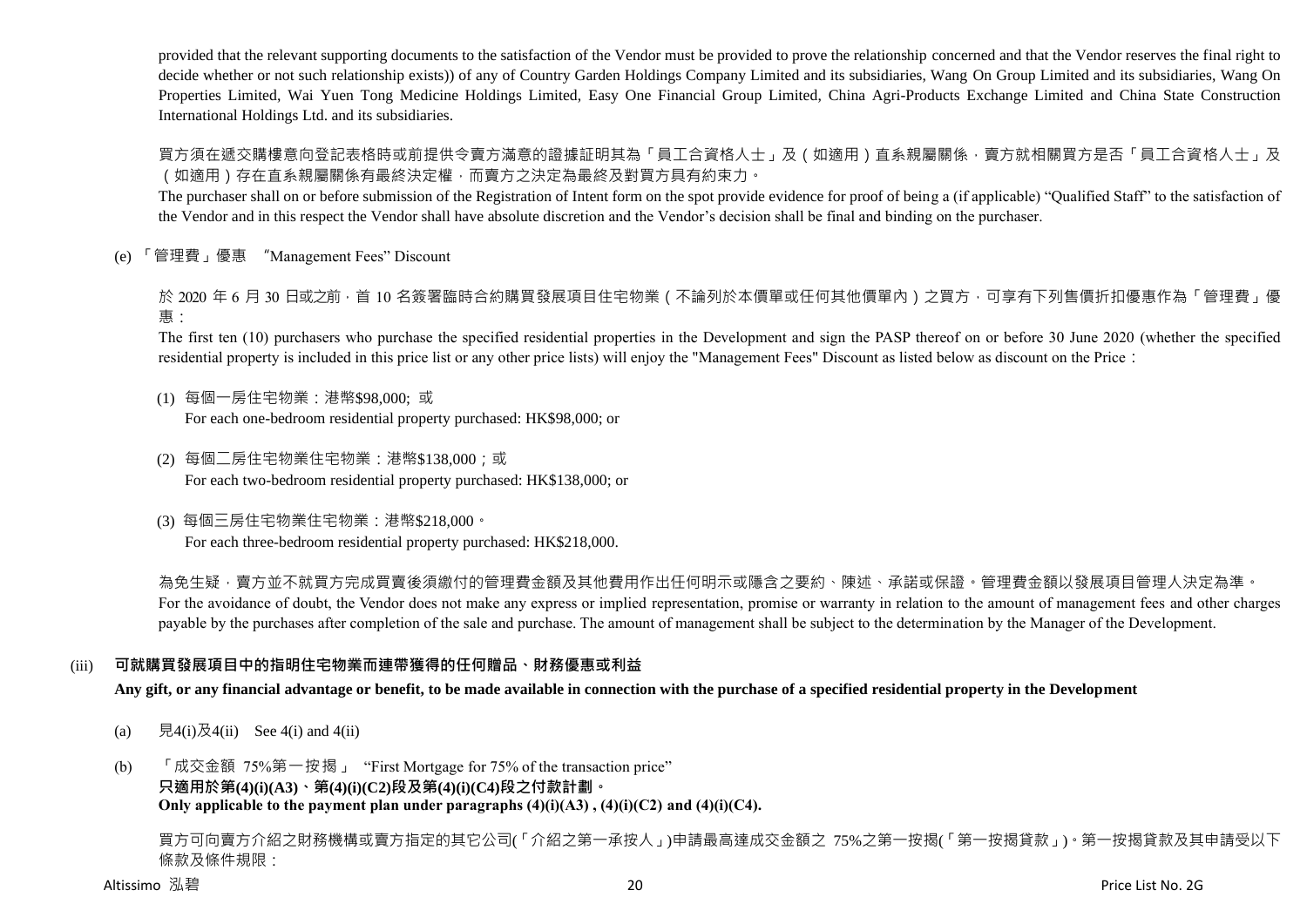provided that the relevant supporting documents to the satisfaction of the Vendor must be provided to prove the relationship concerned and that the Vendor reserves the final right to decide whether or not such relationship exists)) of any of Country Garden Holdings Company Limited and its subsidiaries, Wang On Group Limited and its subsidiaries, Wang On Properties Limited, Wai Yuen Tong Medicine Holdings Limited, Easy One Financial Group Limited, China Agri-Products Exchange Limited and China State Construction International Holdings Ltd. and its subsidiaries.

買方須在遞交購樓意向登記表格時或前提供令賣方滿意的證據証明其為「員工合資格人士」及（如適用）直系親屬關係，賣方就相關買方是否「員工合資格人士」及（如適用）存在直系親屬關係有最終決定權，而賣方之決定為最終及對買方具有約束力。

The purchaser shall on or before submission of the Registration of Intent form on the spot provide evidence for proof of being a (if applicable) "Qualified Staff" to the satisfaction of the Vendor and in this respect the Vendor shall have absolute discretion and the Vendor's decision shall be final and binding on the purchaser.

(e) 「管理費」優惠 "Management Fees" Discount

於 2020 年 6 月 30 日或之前，首 10 名簽署臨時合約購買發展項目住宅物業（不論列於本價單或任何其他價單內）之買方，可享有下列售價折扣優惠作為「管理費」優惠：

The first ten (10) purchasers who purchase the specified residential properties in the Development and sign the PASP thereof on or before 30 June 2020 (whether the specified residential property is included in this price list or any other price lists) will enjoy the "Management Fees" Discount as listed below as discount on the Price：

(1) 每個一房住宅物業：港幣$98,000; 或
For each one-bedroom residential property purchased: HK$98,000; or

(2) 每個二房住宅物業住宅物業：港幣$138,000；或
For each two-bedroom residential property purchased: HK$138,000; or

(3) 每個三房住宅物業住宅物業：港幣$218,000。
For each three-bedroom residential property purchased: HK$218,000.

為免生疑，賣方並不就買方完成買賣後須繳付的管理費金額及其他費用作出任何明示或隱含之要約、陳述、承諾或保證。管理費金額以發展項目管理人決定為準。
For the avoidance of doubt, the Vendor does not make any express or implied representation, promise or warranty in relation to the amount of management fees and other charges payable by the purchases after completion of the sale and purchase. The amount of management shall be subject to the determination by the Manager of the Development.

### (iii) 可就購買發展項目中的指明住宅物業而連帶獲得的任何贈品、財務優惠或利益
**Any gift, or any financial advantage or benefit, to be made available in connection with the purchase of a specified residential property in the Development**

(a) 見4(i)及4(ii) See 4(i) and 4(ii)

(b) 「成交金額 75%第一按揭」 "First Mortgage for 75% of the transaction price"
**只適用於第(4)(i)(A3)、第(4)(i)(C2)段及第(4)(i)(C4)段之付款計劃。**
**Only applicable to the payment plan under paragraphs (4)(i)(A3) , (4)(i)(C2) and (4)(i)(C4).**

買方可向賣方介紹之財務機構或賣方指定的其它公司(「介紹之第一承按人」)申請最高達成交金額之 75%之第一按揭(「第一按揭貸款」)。第一按揭貸款及其申請受以下條款及條件規限：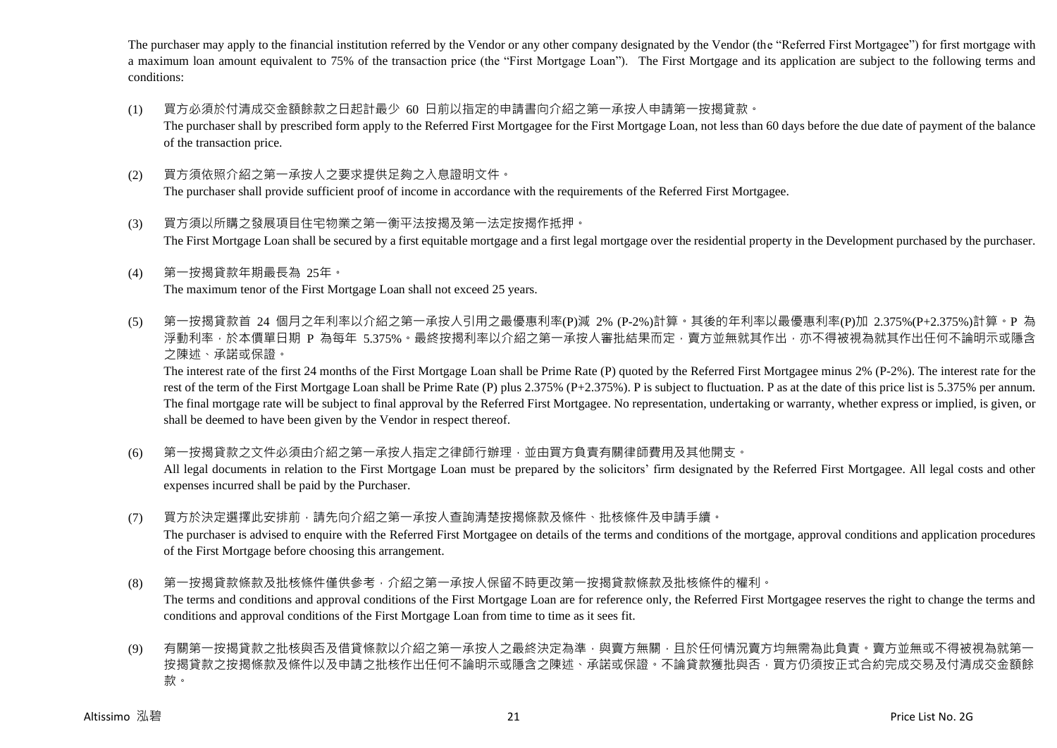The purchaser may apply to the financial institution referred by the Vendor or any other company designated by the Vendor (the "Referred First Mortgagee") for first mortgage with a maximum loan amount equivalent to 75% of the transaction price (the "First Mortgage Loan"). The First Mortgage and its application are subject to the following terms and conditions:

(1) 買方必須於付清成交金額餘款之日起計最少 60 日前以指定的申請書向介紹之第一承按人申請第一按揭貸款。
The purchaser shall by prescribed form apply to the Referred First Mortgagee for the First Mortgage Loan, not less than 60 days before the due date of payment of the balance of the transaction price.

(2) 買方須依照介紹之第一承按人之要求提供足夠之入息證明文件。
The purchaser shall provide sufficient proof of income in accordance with the requirements of the Referred First Mortgagee.

(3) 買方須以所購之發展項目住宅物業之第一衡平法按揭及第一法定按揭作抵押。
The First Mortgage Loan shall be secured by a first equitable mortgage and a first legal mortgage over the residential property in the Development purchased by the purchaser.

(4) 第一按揭貸款年期最長為 25年。
The maximum tenor of the First Mortgage Loan shall not exceed 25 years.

(5) 第一按揭貸款首 24 個月之年利率以介紹之第一承按人引用之最優惠利率(P)減 2% (P-2%)計算。其後的年利率以最優惠利率(P)加 2.375%(P+2.375%)計算。P 為浮動利率，於本價單日期 P 為每年 5.375%。最終按揭利率以介紹之第一承按人審批結果而定，賣方並無就其作出，亦不得被視為就其作出任何不論明示或隱含之陳述、承諾或保證。
The interest rate of the first 24 months of the First Mortgage Loan shall be Prime Rate (P) quoted by the Referred First Mortgagee minus 2% (P-2%). The interest rate for the rest of the term of the First Mortgage Loan shall be Prime Rate (P) plus 2.375% (P+2.375%). P is subject to fluctuation. P as at the date of this price list is 5.375% per annum. The final mortgage rate will be subject to final approval by the Referred First Mortgagee. No representation, undertaking or warranty, whether express or implied, is given, or shall be deemed to have been given by the Vendor in respect thereof.

(6) 第一按揭貸款之文件必須由介紹之第一承按人指定之律師行辦理，並由買方負責有關律師費用及其他開支。
All legal documents in relation to the First Mortgage Loan must be prepared by the solicitors' firm designated by the Referred First Mortgagee. All legal costs and other expenses incurred shall be paid by the Purchaser.

(7) 買方於決定選擇此安排前，請先向介紹之第一承按人查詢清楚按揭條款及條件、批核條件及申請手續。
The purchaser is advised to enquire with the Referred First Mortgagee on details of the terms and conditions of the mortgage, approval conditions and application procedures of the First Mortgage before choosing this arrangement.

(8) 第一按揭貸款條款及批核條件僅供參考，介紹之第一承按人保留不時更改第一按揭貸款條款及批核條件的權利。
The terms and conditions and approval conditions of the First Mortgage Loan are for reference only, the Referred First Mortgagee reserves the right to change the terms and conditions and approval conditions of the First Mortgage Loan from time to time as it sees fit.

(9) 有關第一按揭貸款之批核與否及借貸條款以介紹之第一承按人之最終決定為準，與賣方無關，且於任何情況賣方均無需為此負責。賣方並無或不得被視為就第一按揭貸款之按揭條款及條件以及申請之批核作出任何不論明示或隱含之陳述、承諾或保證。不論貸款獲批與否，買方仍須按正式合約完成交易及付清成交金額餘款。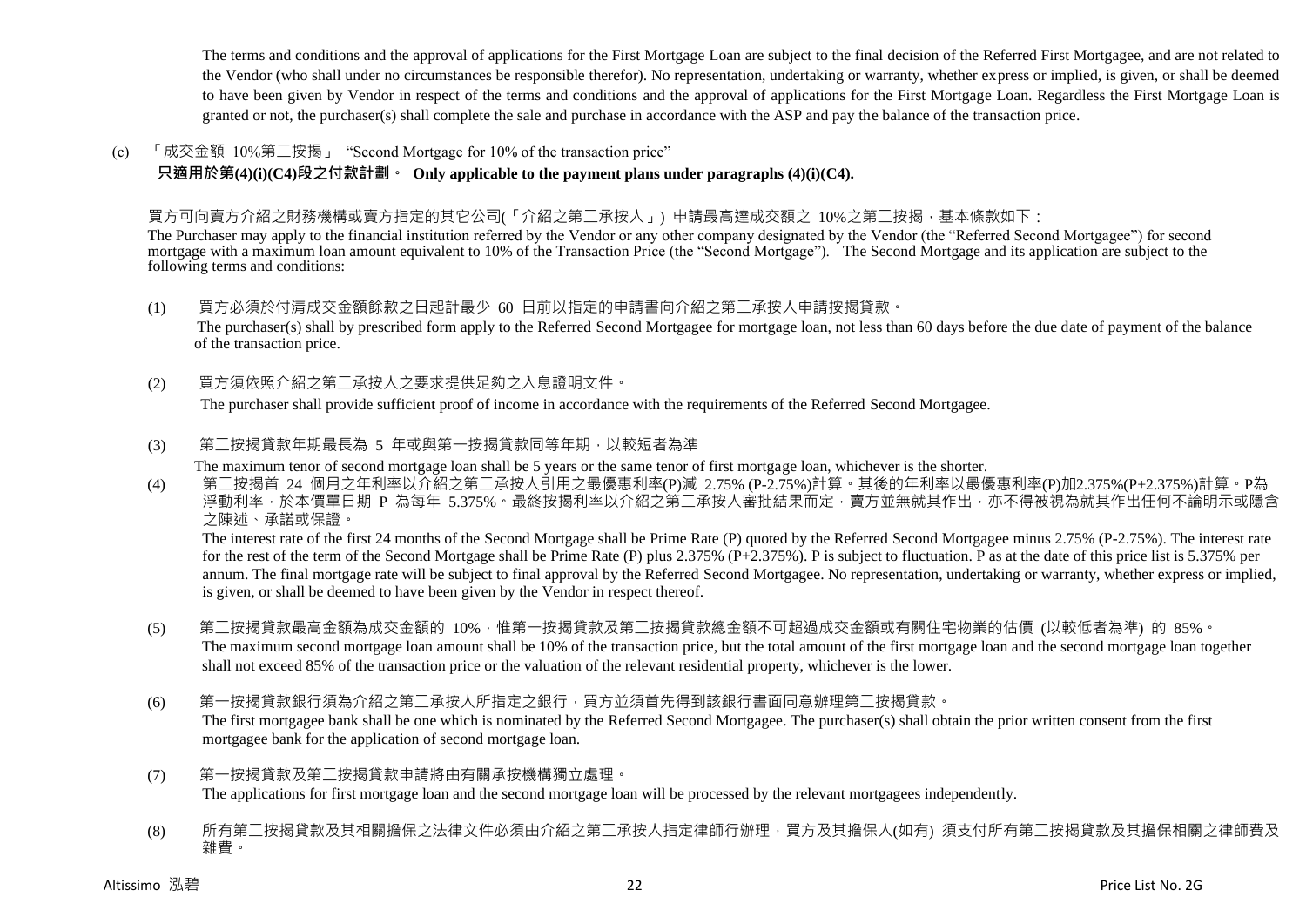The terms and conditions and the approval of applications for the First Mortgage Loan are subject to the final decision of the Referred First Mortgagee, and are not related to the Vendor (who shall under no circumstances be responsible therefor). No representation, undertaking or warranty, whether express or implied, is given, or shall be deemed to have been given by Vendor in respect of the terms and conditions and the approval of applications for the First Mortgage Loan. Regardless the First Mortgage Loan is granted or not, the purchaser(s) shall complete the sale and purchase in accordance with the ASP and pay the balance of the transaction price.

(c) 「成交金額 10%第二按揭」 "Second Mortgage for 10% of the transaction price"

**只適用於第(4)(i)(C4)段之付款計劃。 Only applicable to the payment plans under paragraphs (4)(i)(C4).**

買方可向賣方介紹之財務機構或賣方指定的其它公司(「介紹之第二承按人」) 申請最高達成交額之 10%之第二按揭，基本條款如下：

The Purchaser may apply to the financial institution referred by the Vendor or any other company designated by the Vendor (the "Referred Second Mortgagee") for second mortgage with a maximum loan amount equivalent to 10% of the Transaction Price (the "Second Mortgage"). The Second Mortgage and its application are subject to the following terms and conditions:

(1) 買方必須於付清成交金額餘款之日起計最少 60 日前以指定的申請書向介紹之第二承按人申請按揭貸款。

The purchaser(s) shall by prescribed form apply to the Referred Second Mortgagee for mortgage loan, not less than 60 days before the due date of payment of the balance of the transaction price.

(2) 買方須依照介紹之第二承按人之要求提供足夠之入息證明文件。

The purchaser shall provide sufficient proof of income in accordance with the requirements of the Referred Second Mortgagee.

(3) 第二按揭貸款年期最長為 5 年或與第一按揭貸款同等年期，以較短者為準

The maximum tenor of second mortgage loan shall be 5 years or the same tenor of first mortgage loan, whichever is the shorter.

(4) 第二按揭首 24 個月之年利率以介紹之第二承按人引用之最優惠利率(P)減 2.75% (P-2.75%)計算。其後的年利率以最優惠利率(P)加2.375%(P+2.375%)計算。P為浮動利率，於本價單日期 P 為每年 5.375%。最終按揭利率以介紹之第二承按人審批結果而定，賣方並無就其作出，亦不得被視為就其作出任何不論明示或隱含之陳述、承諾或保證。

The interest rate of the first 24 months of the Second Mortgage shall be Prime Rate (P) quoted by the Referred Second Mortgagee minus 2.75% (P-2.75%). The interest rate for the rest of the term of the Second Mortgage shall be Prime Rate (P) plus 2.375% (P+2.375%). P is subject to fluctuation. P as at the date of this price list is 5.375% per annum. The final mortgage rate will be subject to final approval by the Referred Second Mortgagee. No representation, undertaking or warranty, whether express or implied, is given, or shall be deemed to have been given by the Vendor in respect thereof.

(5) 第二按揭貸款最高金額為成交金額的 10%，惟第一按揭貸款及第二按揭貸款總金額不可超過成交金額或有關住宅物業的估價 (以較低者為準) 的 85%。

The maximum second mortgage loan amount shall be 10% of the transaction price, but the total amount of the first mortgage loan and the second mortgage loan together shall not exceed 85% of the transaction price or the valuation of the relevant residential property, whichever is the lower.

(6) 第一按揭貸款銀行須為介紹之第二承按人所指定之銀行，買方並須首先得到該銀行書面同意辦理第二按揭貸款。

The first mortgagee bank shall be one which is nominated by the Referred Second Mortgagee. The purchaser(s) shall obtain the prior written consent from the first mortgagee bank for the application of second mortgage loan.

(7) 第一按揭貸款及第二按揭貸款申請將由有關承按機構獨立處理。

The applications for first mortgage loan and the second mortgage loan will be processed by the relevant mortgagees independently.

(8) 所有第二按揭貸款及其相關擔保之法律文件必須由介紹之第二承按人指定律師行辦理，買方及其擔保人(如有) 須支付所有第二按揭貸款及其擔保相關之律師費及雜費。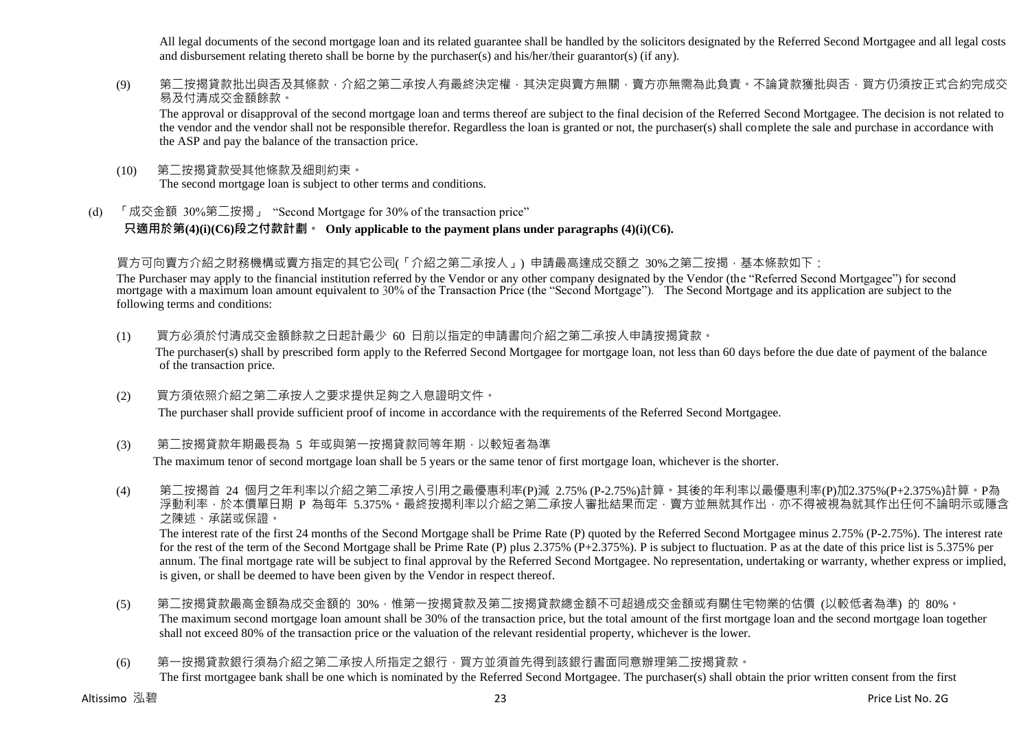All legal documents of the second mortgage loan and its related guarantee shall be handled by the solicitors designated by the Referred Second Mortgagee and all legal costs and disbursement relating thereto shall be borne by the purchaser(s) and his/her/their guarantor(s) (if any).

(9) 第二按揭貸款批出與否及其條款，介紹之第二承按人有最終決定權，其決定與賣方無關，賣方亦無需為此負責。不論貸款獲批與否，買方仍須按正式合約完成交易及付清成交金額餘款。

The approval or disapproval of the second mortgage loan and terms thereof are subject to the final decision of the Referred Second Mortgagee. The decision is not related to the vendor and the vendor shall not be responsible therefor. Regardless the loan is granted or not, the purchaser(s) shall complete the sale and purchase in accordance with the ASP and pay the balance of the transaction price.

(10) 第二按揭貸款受其他條款及細則約束。

The second mortgage loan is subject to other terms and conditions.

(d) 「成交金額 30%第二按揭」 "Second Mortgage for 30% of the transaction price"

**只適用於第(4)(i)(C6)段之付款計劃。 Only applicable to the payment plans under paragraphs (4)(i)(C6).**

買方可向賣方介紹之財務機構或賣方指定的其它公司(「介紹之第二承按人」) 申請最高達成交額之 30%之第二按揭，基本條款如下：

The Purchaser may apply to the financial institution referred by the Vendor or any other company designated by the Vendor (the "Referred Second Mortgagee") for second mortgage with a maximum loan amount equivalent to 30% of the Transaction Price (the "Second Mortgage"). The Second Mortgage and its application are subject to the following terms and conditions:

(1) 買方必須於付清成交金額餘款之日起計最少 60 日前以指定的申請書向介紹之第二承按人申請按揭貸款。

The purchaser(s) shall by prescribed form apply to the Referred Second Mortgagee for mortgage loan, not less than 60 days before the due date of payment of the balance of the transaction price.

(2) 買方須依照介紹之第二承按人之要求提供足夠之入息證明文件。

The purchaser shall provide sufficient proof of income in accordance with the requirements of the Referred Second Mortgagee.

(3) 第二按揭貸款年期最長為 5 年或與第一按揭貸款同等年期，以較短者為準

The maximum tenor of second mortgage loan shall be 5 years or the same tenor of first mortgage loan, whichever is the shorter.

(4) 第二按揭首 24 個月之年利率以介紹之第二承按人引用之最優惠利率(P)減 2.75% (P-2.75%)計算。其後的年利率以最優惠利率(P)加2.375%(P+2.375%)計算。P為浮動利率，於本價單日期 P 為每年 5.375%。最終按揭利率以介紹之第二承按人審批結果而定，賣方並無就其作出，亦不得被視為就其作出任何不論明示或隱含之陳述、承諾或保證。

The interest rate of the first 24 months of the Second Mortgage shall be Prime Rate (P) quoted by the Referred Second Mortgagee minus 2.75% (P-2.75%). The interest rate for the rest of the term of the Second Mortgage shall be Prime Rate (P) plus 2.375% (P+2.375%). P is subject to fluctuation. P as at the date of this price list is 5.375% per annum. The final mortgage rate will be subject to final approval by the Referred Second Mortgagee. No representation, undertaking or warranty, whether express or implied, is given, or shall be deemed to have been given by the Vendor in respect thereof.

(5) 第二按揭貸款最高金額為成交金額的 30%，惟第一按揭貸款及第二按揭貸款總金額不可超過成交金額或有關住宅物業的估價 (以較低者為準) 的 80%。

The maximum second mortgage loan amount shall be 30% of the transaction price, but the total amount of the first mortgage loan and the second mortgage loan together shall not exceed 80% of the transaction price or the valuation of the relevant residential property, whichever is the lower.

(6) 第一按揭貸款銀行須為介紹之第二承按人所指定之銀行，買方並須首先得到該銀行書面同意辦理第二按揭貸款。

The first mortgagee bank shall be one which is nominated by the Referred Second Mortgagee. The purchaser(s) shall obtain the prior written consent from the first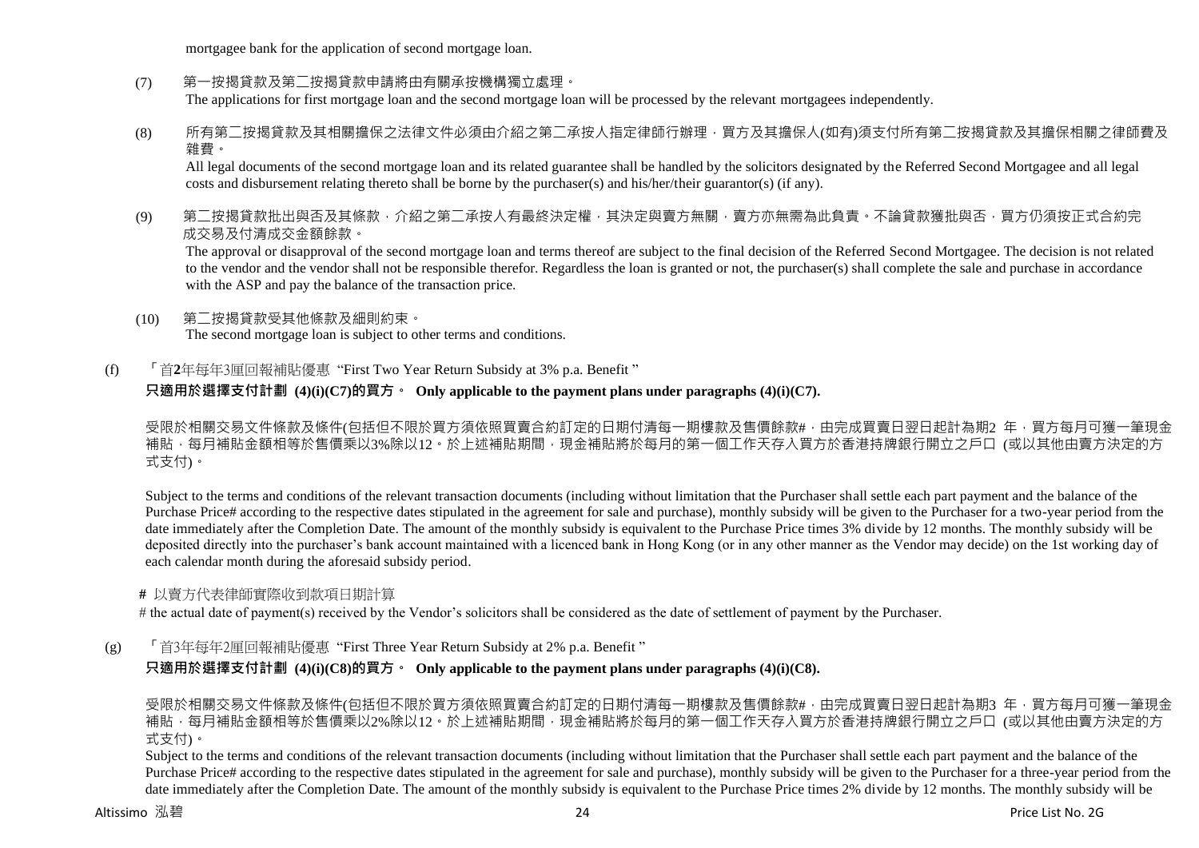mortgagee bank for the application of second mortgage loan.

(7) 第一按揭貸款及第二按揭貸款申請將由有關承按機構獨立處理。
The applications for first mortgage loan and the second mortgage loan will be processed by the relevant mortgagees independently.

(8) 所有第二按揭貸款及其相關擔保之法律文件必須由介紹之第二承按人指定律師行辦理，買方及其擔保人(如有)須支付所有第二按揭貸款及其擔保相關之律師費及雜費。
All legal documents of the second mortgage loan and its related guarantee shall be handled by the solicitors designated by the Referred Second Mortgagee and all legal costs and disbursement relating thereto shall be borne by the purchaser(s) and his/her/their guarantor(s) (if any).

(9) 第二按揭貸款批出與否及其條款，介紹之第二承按人有最終決定權，其決定與賣方無關，賣方亦無需為此負責。不論貸款獲批與否，買方仍須按正式合約完成交易及付清成交金額餘款。
The approval or disapproval of the second mortgage loan and terms thereof are subject to the final decision of the Referred Second Mortgagee. The decision is not related to the vendor and the vendor shall not be responsible therefor. Regardless the loan is granted or not, the purchaser(s) shall complete the sale and purchase in accordance with the ASP and pay the balance of the transaction price.

(10) 第二按揭貸款受其他條款及細則約束。
The second mortgage loan is subject to other terms and conditions.

(f) 「首**2**年每年3厘回報補貼優惠 "First Two Year Return Subsidy at 3% p.a. Benefit "

**只適用於選擇支付計劃 (4)(i)(C7)的買方。 Only applicable to the payment plans under paragraphs (4)(i)(C7).**

受限於相關交易文件條款及條件(包括但不限於買方須依照買賣合約訂定的日期付清每一期樓款及售價餘款#，由完成買賣日翌日起計為期2 年，買方每月可獲一筆現金補貼，每月補貼金額相等於售價乘以3%除以12。於上述補貼期間，現金補貼將於每月的第一個工作天存入買方於香港持牌銀行開立之戶口 (或以其他由賣方決定的方式支付)。

Subject to the terms and conditions of the relevant transaction documents (including without limitation that the Purchaser shall settle each part payment and the balance of the Purchase Price# according to the respective dates stipulated in the agreement for sale and purchase), monthly subsidy will be given to the Purchaser for a two-year period from the date immediately after the Completion Date. The amount of the monthly subsidy is equivalent to the Purchase Price times 3% divide by 12 months. The monthly subsidy will be deposited directly into the purchaser's bank account maintained with a licenced bank in Hong Kong (or in any other manner as the Vendor may decide) on the 1st working day of each calendar month during the aforesaid subsidy period.

**#** 以賣方代表律師實際收到款項日期計算
# the actual date of payment(s) received by the Vendor's solicitors shall be considered as the date of settlement of payment by the Purchaser.

(g) 「首3年每年2厘回報補貼優惠 "First Three Year Return Subsidy at 2% p.a. Benefit "

**只適用於選擇支付計劃 (4)(i)(C8)的買方。 Only applicable to the payment plans under paragraphs (4)(i)(C8).**

受限於相關交易文件條款及條件(包括但不限於買方須依照買賣合約訂定的日期付清每一期樓款及售價餘款#，由完成買賣日翌日起計為期3 年，買方每月可獲一筆現金補貼，每月補貼金額相等於售價乘以2%除以12。於上述補貼期間，現金補貼將於每月的第一個工作天存入買方於香港持牌銀行開立之戶口 (或以其他由賣方決定的方式支付)。
Subject to the terms and conditions of the relevant transaction documents (including without limitation that the Purchaser shall settle each part payment and the balance of the Purchase Price# according to the respective dates stipulated in the agreement for sale and purchase), monthly subsidy will be given to the Purchaser for a three-year period from the date immediately after the Completion Date. The amount of the monthly subsidy is equivalent to the Purchase Price times 2% divide by 12 months. The monthly subsidy will be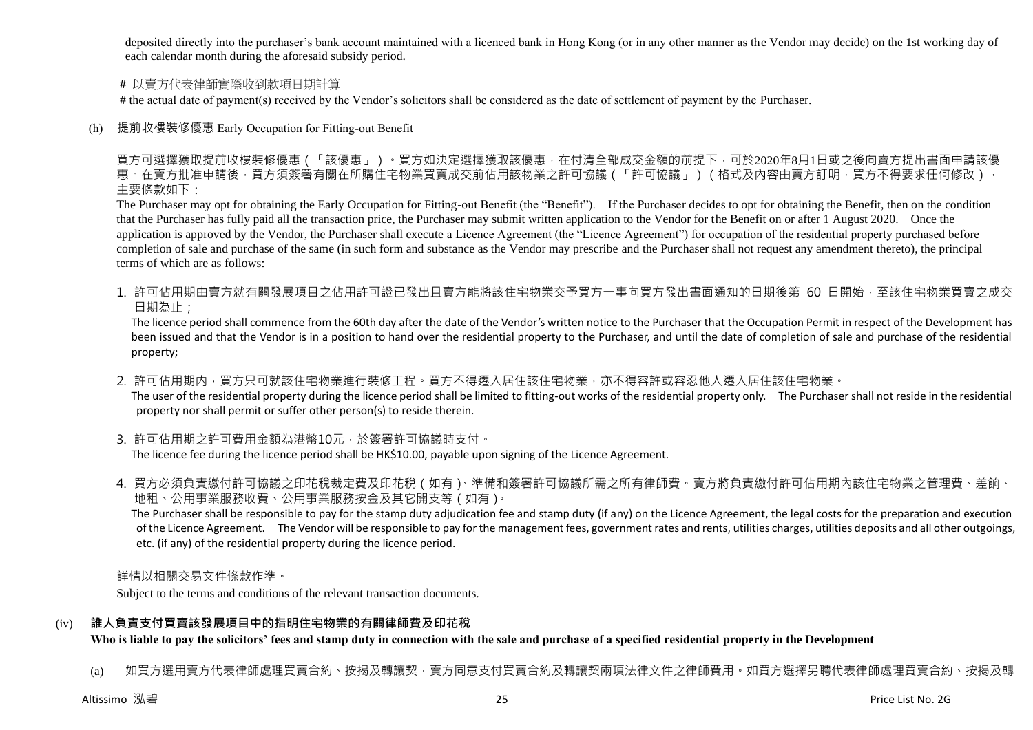deposited directly into the purchaser's bank account maintained with a licenced bank in Hong Kong (or in any other manner as the Vendor may decide) on the 1st working day of each calendar month during the aforesaid subsidy period.

# 以賣方代表律師實際收到款項日期計算

# the actual date of payment(s) received by the Vendor's solicitors shall be considered as the date of settlement of payment by the Purchaser.

(h) 提前收樓裝修優惠 Early Occupation for Fitting-out Benefit

買方可選擇獲取提前收樓裝修優惠（「該優惠」）。買方如決定選擇獲取該優惠，在付清全部成交金額的前提下，可於2020年8月1日或之後向賣方提出書面申請該優惠。在賣方批准申請後，買方須簽署有關在所購住宅物業買賣成交前佔用該物業之許可協議（「許可協議」）（格式及內容由賣方訂明，買方不得要求任何修改），主要條款如下：

The Purchaser may opt for obtaining the Early Occupation for Fitting-out Benefit (the "Benefit"). If the Purchaser decides to opt for obtaining the Benefit, then on the condition that the Purchaser has fully paid all the transaction price, the Purchaser may submit written application to the Vendor for the Benefit on or after 1 August 2020. Once the application is approved by the Vendor, the Purchaser shall execute a Licence Agreement (the "Licence Agreement") for occupation of the residential property purchased before completion of sale and purchase of the same (in such form and substance as the Vendor may prescribe and the Purchaser shall not request any amendment thereto), the principal terms of which are as follows:

1. 許可佔用期由賣方就有關發展項目之佔用許可證已發出且賣方能將該住宅物業交予買方一事向買方發出書面通知的日期後第 60 日開始，至該住宅物業買賣之成交日期為止；
   The licence period shall commence from the 60th day after the date of the Vendor's written notice to the Purchaser that the Occupation Permit in respect of the Development has been issued and that the Vendor is in a position to hand over the residential property to the Purchaser, and until the date of completion of sale and purchase of the residential property;

2. 許可佔用期內，買方只可就該住宅物業進行裝修工程。買方不得遷入居住該住宅物業，亦不得容許或容忍他人遷入居住該住宅物業。
   The user of the residential property during the licence period shall be limited to fitting-out works of the residential property only. The Purchaser shall not reside in the residential property nor shall permit or suffer other person(s) to reside therein.

3. 許可佔用期之許可費用金額為港幣10元，於簽署許可協議時支付。
   The licence fee during the licence period shall be HK$10.00, payable upon signing of the Licence Agreement.

4. 買方必須負責繳付許可協議之印花稅裁定費及印花稅（如有）、準備和簽署許可協議所需之所有律師費。賣方將負責繳付許可佔用期內該住宅物業之管理費、差餉、地租、公用事業服務收費、公用事業服務按金及其它開支等（如有）。
   The Purchaser shall be responsible to pay for the stamp duty adjudication fee and stamp duty (if any) on the Licence Agreement, the legal costs for the preparation and execution of the Licence Agreement. The Vendor will be responsible to pay for the management fees, government rates and rents, utilities charges, utilities deposits and all other outgoings, etc. (if any) of the residential property during the licence period.

詳情以相關交易文件條款作準。

Subject to the terms and conditions of the relevant transaction documents.

## (iv) 誰人負責支付買賣該發展項目中的指明住宅物業的有關律師費及印花稅

**Who is liable to pay the solicitors' fees and stamp duty in connection with the sale and purchase of a specified residential property in the Development**

(a) 如買方選用賣方代表律師處理買賣合約、按揭及轉讓契，賣方同意支付買賣合約及轉讓契兩項法律文件之律師費用。如買方選擇另聘代表律師處理買賣合約、按揭及轉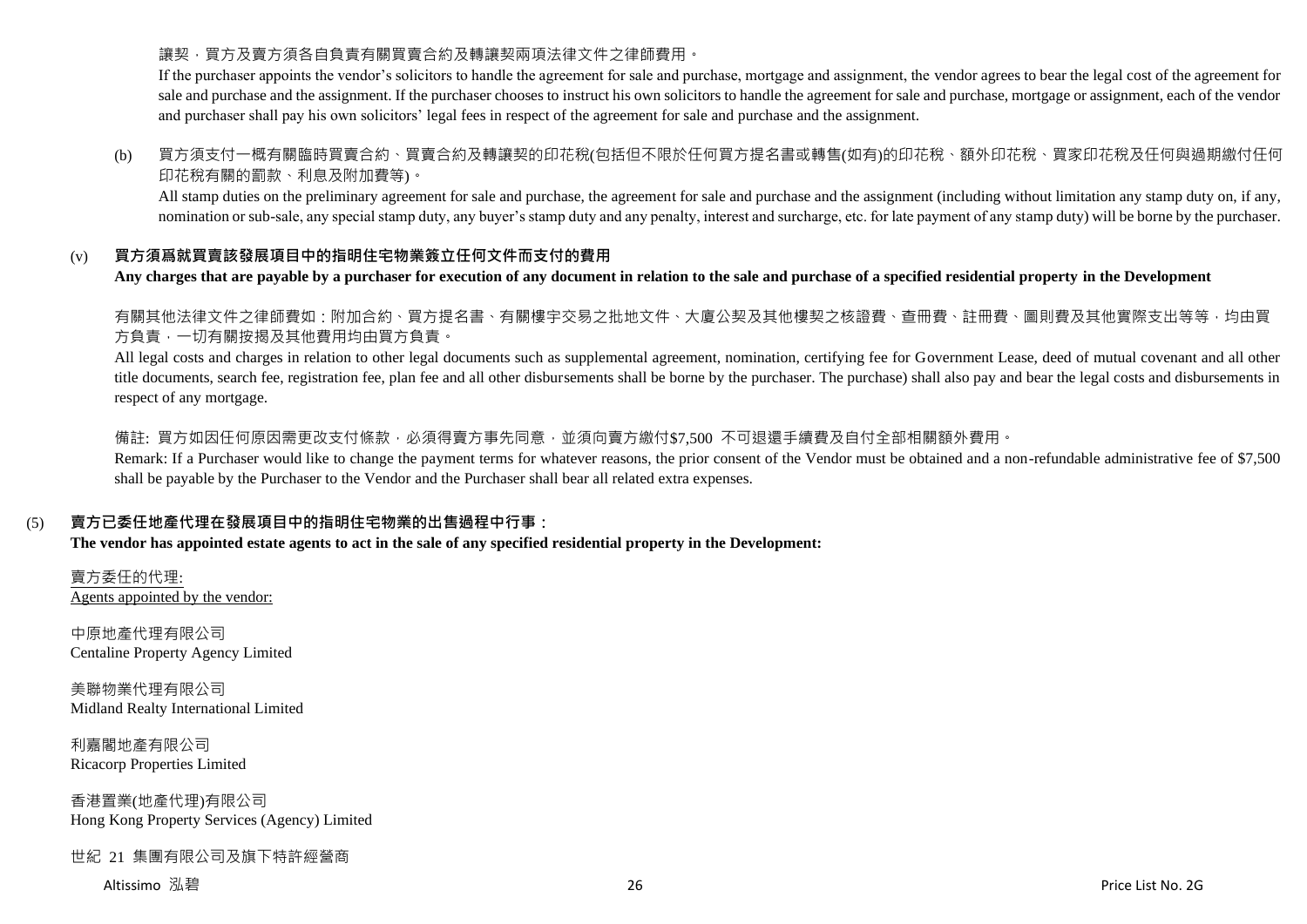讓契，買方及賣方須各自負責有關買賣合約及轉讓契兩項法律文件之律師費用。

If the purchaser appoints the vendor's solicitors to handle the agreement for sale and purchase, mortgage and assignment, the vendor agrees to bear the legal cost of the agreement for sale and purchase and the assignment. If the purchaser chooses to instruct his own solicitors to handle the agreement for sale and purchase, mortgage or assignment, each of the vendor and purchaser shall pay his own solicitors' legal fees in respect of the agreement for sale and purchase and the assignment.

(b) 買方須支付一概有關臨時買賣合約、買賣合約及轉讓契的印花稅(包括但不限於任何買方提名書或轉售(如有)的印花稅、額外印花稅、買家印花稅及任何與過期繳付任何印花稅有關的罰款、利息及附加費等)。

All stamp duties on the preliminary agreement for sale and purchase, the agreement for sale and purchase and the assignment (including without limitation any stamp duty on, if any, nomination or sub-sale, any special stamp duty, any buyer's stamp duty and any penalty, interest and surcharge, etc. for late payment of any stamp duty) will be borne by the purchaser.

### (v) 買方須爲就買賣該發展項目中的指明住宅物業簽立任何文件而支付的費用

**Any charges that are payable by a purchaser for execution of any document in relation to the sale and purchase of a specified residential property in the Development**

有關其他法律文件之律師費如：附加合約、買方提名書、有關樓宇交易之批地文件、大廈公契及其他樓契之核證費、查冊費、註冊費、圖則費及其他實際支出等等，均由買方負責，一切有關按揭及其他費用均由買方負責。

All legal costs and charges in relation to other legal documents such as supplemental agreement, nomination, certifying fee for Government Lease, deed of mutual covenant and all other title documents, search fee, registration fee, plan fee and all other disbursements shall be borne by the purchaser. The purchase) shall also pay and bear the legal costs and disbursements in respect of any mortgage.

備註: 買方如因任何原因需更改支付條款，必須得賣方事先同意，並須向賣方繳付$7,500 不可退還手續費及自付全部相關額外費用。

Remark: If a Purchaser would like to change the payment terms for whatever reasons, the prior consent of the Vendor must be obtained and a non-refundable administrative fee of $7,500 shall be payable by the Purchaser to the Vendor and the Purchaser shall bear all related extra expenses.

## (5) 賣方已委任地產代理在發展項目中的指明住宅物業的出售過程中行事：

**The vendor has appointed estate agents to act in the sale of any specified residential property in the Development:**

賣方委任的代理:
Agents appointed by the vendor:

中原地產代理有限公司
Centaline Property Agency Limited

美聯物業代理有限公司
Midland Realty International Limited

利嘉閣地產有限公司
Ricacorp Properties Limited

香港置業(地產代理)有限公司
Hong Kong Property Services (Agency) Limited

世紀 21 集團有限公司及旗下特許經營商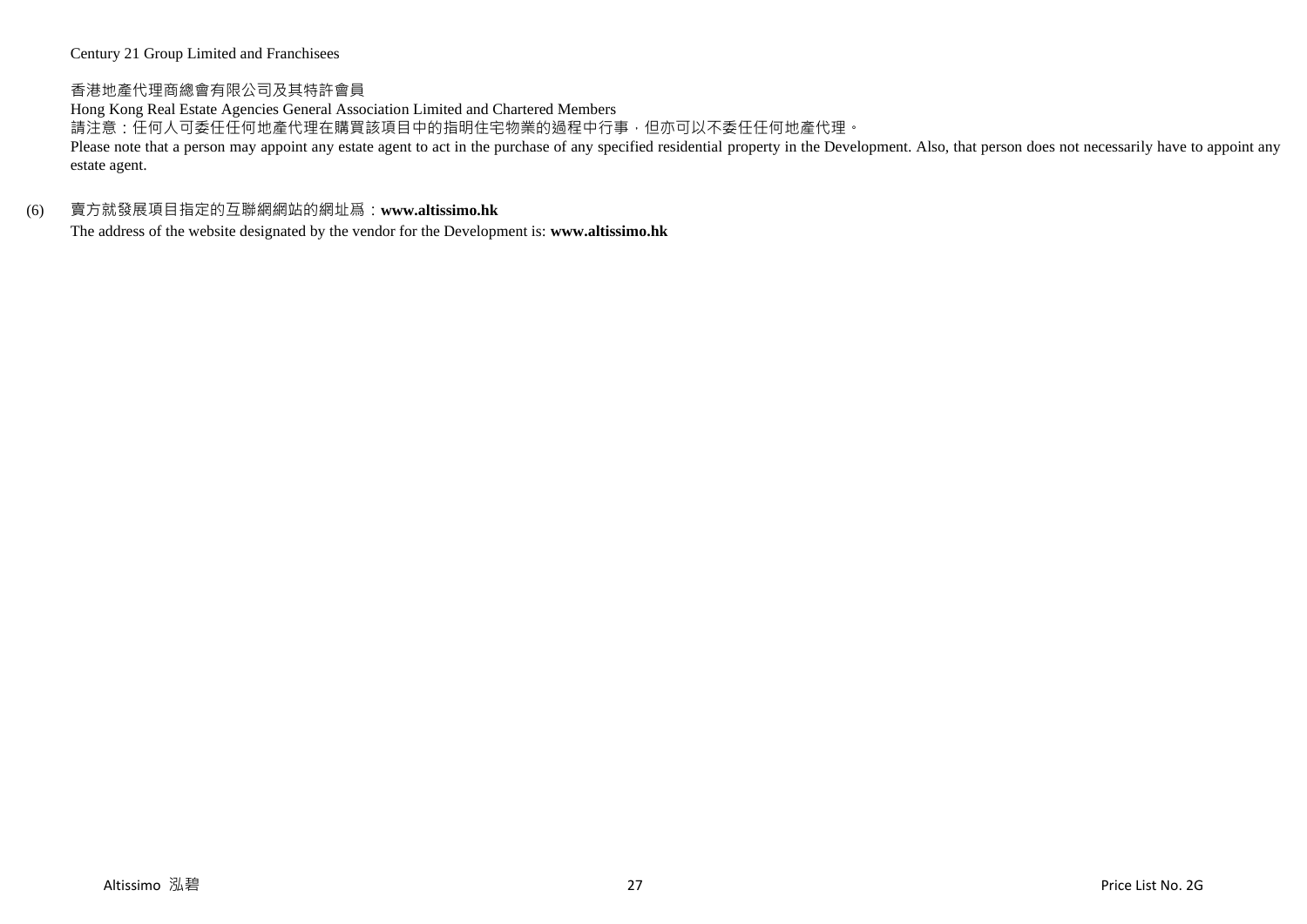Century 21 Group Limited and Franchisees

香港地產代理商總會有限公司及其特許會員

Hong Kong Real Estate Agencies General Association Limited and Chartered Members

請注意：任何人可委任任何地產代理在購買該項目中的指明住宅物業的過程中行事，但亦可以不委任任何地產代理。

Please note that a person may appoint any estate agent to act in the purchase of any specified residential property in the Development. Also, that person does not necessarily have to appoint any estate agent.

(6) 賣方就發展項目指定的互聯網網站的網址爲：**www.altissimo.hk**

The address of the website designated by the vendor for the Development is: **www.altissimo.hk**